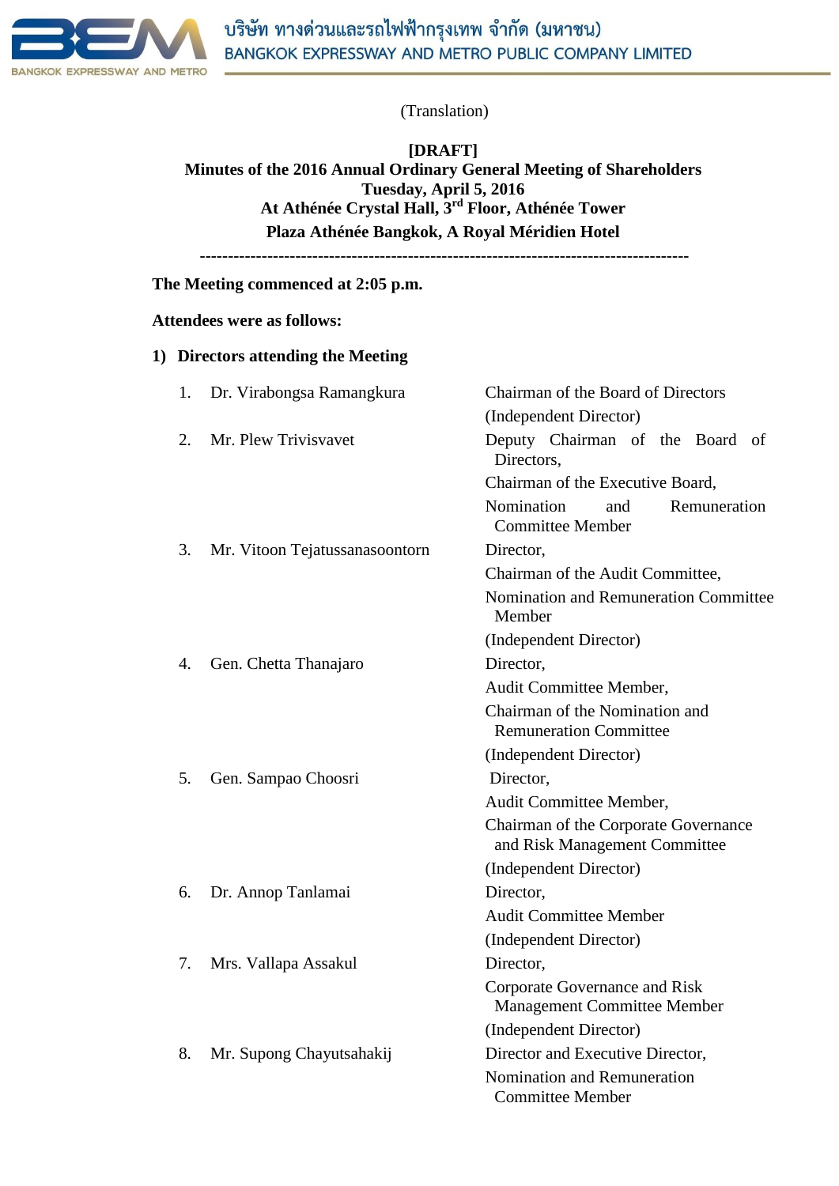(Translation)

**[DRAFT]**
**Minutes of the 2016 Annual Ordinary General Meeting of Shareholders**
**Tuesday, April 5, 2016**
**At Athénée Crystal Hall, 3rd Floor, Athénée Tower**
**Plaza Athénée Bangkok, A Royal Méridien Hotel**

---

**The Meeting commenced at 2:05 p.m.**

**Attendees were as follows:**

**1) Directors attending the Meeting**

| | Name | Position |
|---|---|---|
| 1. | Dr. Virabongsa Ramangkura | Chairman of the Board of Directors<br>(Independent Director) |
| 2. | Mr. Plew Trivisvavet | Deputy Chairman of the Board of Directors,<br>Chairman of the Executive Board,<br>Nomination and Remuneration Committee Member |
| 3. | Mr. Vitoon Tejatussanasoontorn | Director,<br>Chairman of the Audit Committee,<br>Nomination and Remuneration Committee Member<br>(Independent Director) |
| 4. | Gen. Chetta Thanajaro | Director,<br>Audit Committee Member,<br>Chairman of the Nomination and Remuneration Committee<br>(Independent Director) |
| 5. | Gen. Sampao Choosri | Director,<br>Audit Committee Member,<br>Chairman of the Corporate Governance and Risk Management Committee<br>(Independent Director) |
| 6. | Dr. Annop Tanlamai | Director,<br>Audit Committee Member<br>(Independent Director) |
| 7. | Mrs. Vallapa Assakul | Director,<br>Corporate Governance and Risk Management Committee Member<br>(Independent Director) |
| 8. | Mr. Supong Chayutsahakij | Director and Executive Director,<br>Nomination and Remuneration Committee Member |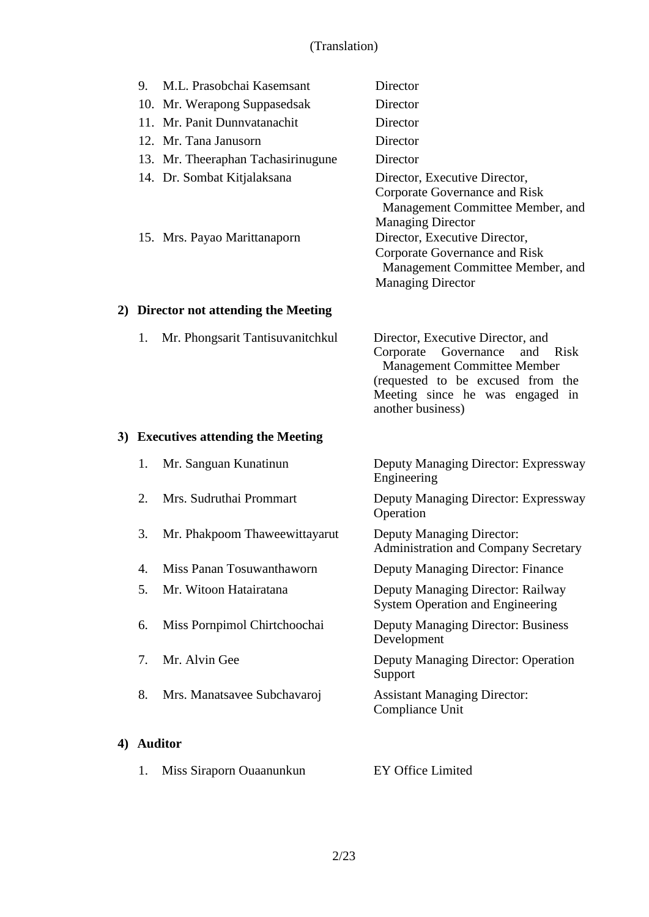(Translation)

| | |
|---|---|
| 9. M.L. Prasobchai Kasemsant | Director |
| 10. Mr. Werapong Suppasedsak | Director |
| 11. Mr. Panit Dunnvatanachit | Director |
| 12. Mr. Tana Janusorn | Director |
| 13. Mr. Theeraphan Tachasirinugune | Director |
| 14. Dr. Sombat Kitjalaksana | Director, Executive Director, Corporate Governance and Risk Management Committee Member, and Managing Director |
| 15. Mrs. Payao Marittanaporn | Director, Executive Director, Corporate Governance and Risk Management Committee Member, and Managing Director |

**2) Director not attending the Meeting**

| | |
|---|---|
| 1. Mr. Phongsarit Tantisuvanitchkul | Director, Executive Director, and Corporate Governance and Risk Management Committee Member (requested to be excused from the Meeting since he was engaged in another business) |

**3) Executives attending the Meeting**

| | |
|---|---|
| 1. Mr. Sanguan Kunatinun | Deputy Managing Director: Expressway Engineering |
| 2. Mrs. Sudruthai Prommart | Deputy Managing Director: Expressway Operation |
| 3. Mr. Phakpoom Thaweewittayarut | Deputy Managing Director: Administration and Company Secretary |
| 4. Miss Panan Tosuwanthaworn | Deputy Managing Director: Finance |
| 5. Mr. Witoon Hatairatana | Deputy Managing Director: Railway System Operation and Engineering |
| 6. Miss Pornpimol Chirtchoochai | Deputy Managing Director: Business Development |
| 7. Mr. Alvin Gee | Deputy Managing Director: Operation Support |
| 8. Mrs. Manatsavee Subchavaroj | Assistant Managing Director: Compliance Unit |

**4) Auditor**

| | |
|---|---|
| 1. Miss Siraporn Ouaanunkun | EY Office Limited |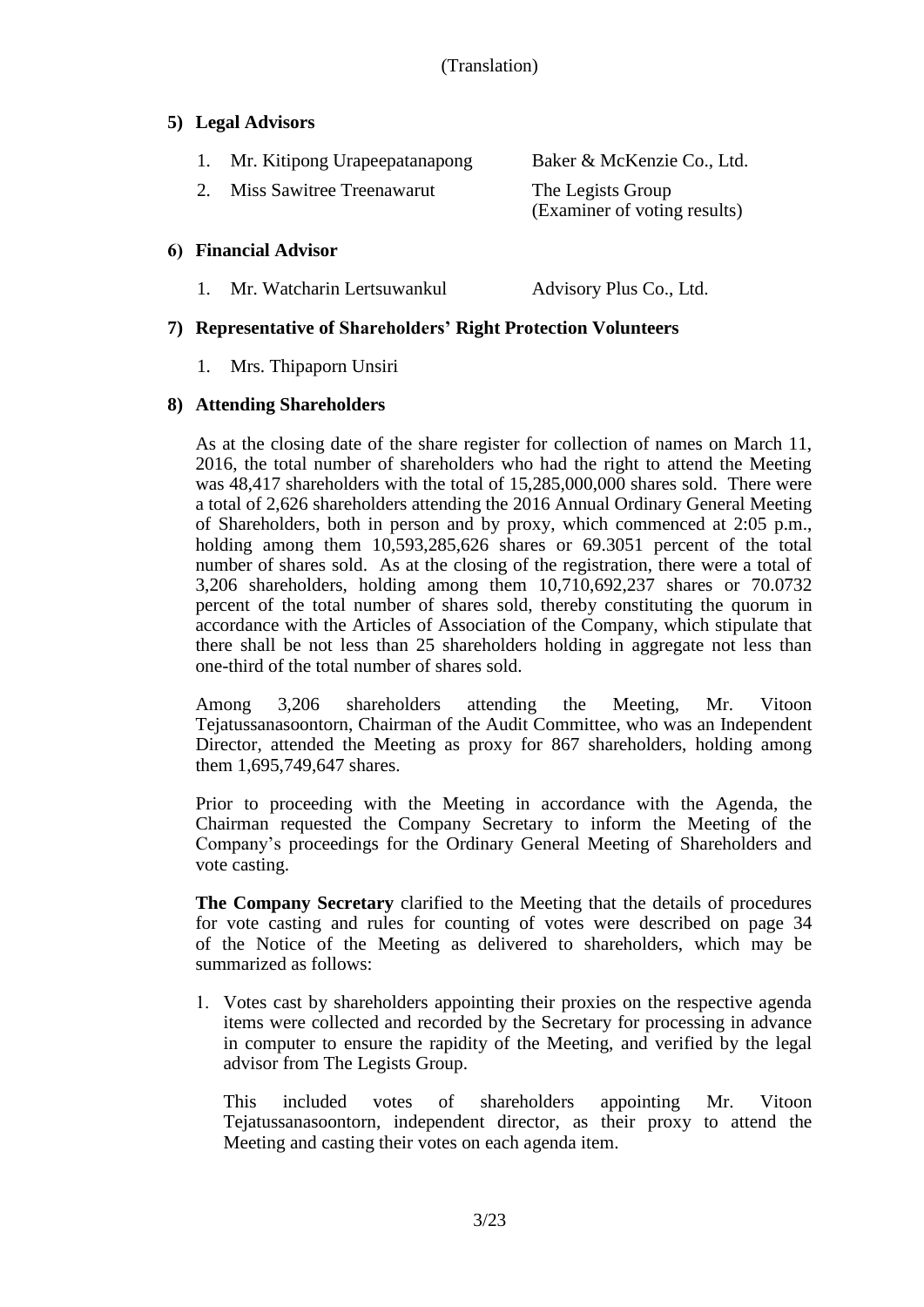(Translation)

**5) Legal Advisors**

1. Mr. Kitipong Urapeepatanapong — Baker & McKenzie Co., Ltd.
2. Miss Sawitree Treenawarut — The Legists Group (Examiner of voting results)

**6) Financial Advisor**

1. Mr. Watcharin Lertsuwankul — Advisory Plus Co., Ltd.

**7) Representative of Shareholders' Right Protection Volunteers**

1. Mrs. Thipaporn Unsiri

**8) Attending Shareholders**

As at the closing date of the share register for collection of names on March 11, 2016, the total number of shareholders who had the right to attend the Meeting was 48,417 shareholders with the total of 15,285,000,000 shares sold. There were a total of 2,626 shareholders attending the 2016 Annual Ordinary General Meeting of Shareholders, both in person and by proxy, which commenced at 2:05 p.m., holding among them 10,593,285,626 shares or 69.3051 percent of the total number of shares sold. As at the closing of the registration, there were a total of 3,206 shareholders, holding among them 10,710,692,237 shares or 70.0732 percent of the total number of shares sold, thereby constituting the quorum in accordance with the Articles of Association of the Company, which stipulate that there shall be not less than 25 shareholders holding in aggregate not less than one-third of the total number of shares sold.

Among 3,206 shareholders attending the Meeting, Mr. Vitoon Tejatussanasoontorn, Chairman of the Audit Committee, who was an Independent Director, attended the Meeting as proxy for 867 shareholders, holding among them 1,695,749,647 shares.

Prior to proceeding with the Meeting in accordance with the Agenda, the Chairman requested the Company Secretary to inform the Meeting of the Company's proceedings for the Ordinary General Meeting of Shareholders and vote casting.

**The Company Secretary** clarified to the Meeting that the details of procedures for vote casting and rules for counting of votes were described on page 34 of the Notice of the Meeting as delivered to shareholders, which may be summarized as follows:

1. Votes cast by shareholders appointing their proxies on the respective agenda items were collected and recorded by the Secretary for processing in advance in computer to ensure the rapidity of the Meeting, and verified by the legal advisor from The Legists Group.

   This included votes of shareholders appointing Mr. Vitoon Tejatussanasoontorn, independent director, as their proxy to attend the Meeting and casting their votes on each agenda item.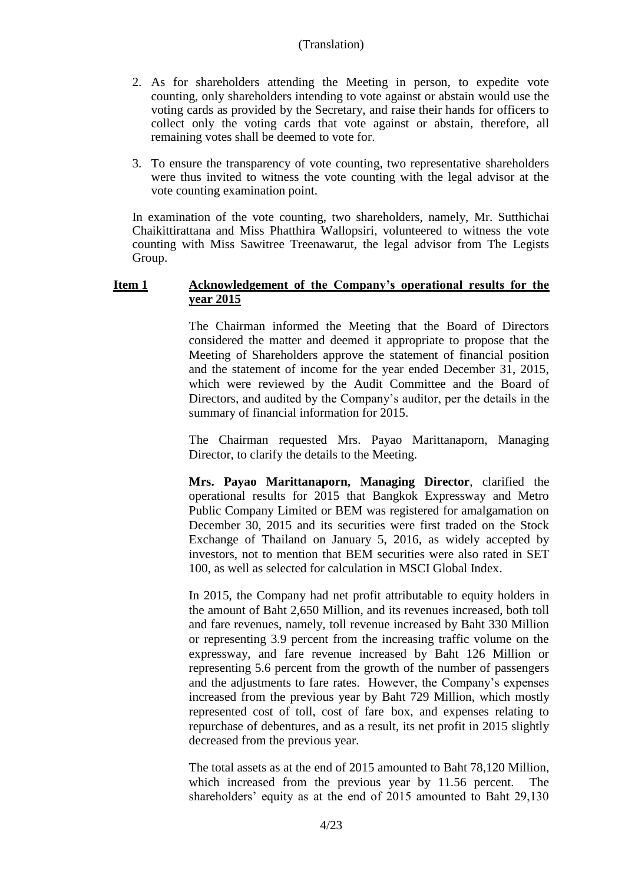(Translation)

2. As for shareholders attending the Meeting in person, to expedite vote counting, only shareholders intending to vote against or abstain would use the voting cards as provided by the Secretary, and raise their hands for officers to collect only the voting cards that vote against or abstain, therefore, all remaining votes shall be deemed to vote for.

3. To ensure the transparency of vote counting, two representative shareholders were thus invited to witness the vote counting with the legal advisor at the vote counting examination point.

In examination of the vote counting, two shareholders, namely, Mr. Sutthichai Chaikittirattana and Miss Phatthira Wallopsiri, volunteered to witness the vote counting with Miss Sawitree Treenawarut, the legal advisor from The Legists Group.

**Item 1** **Acknowledgement of the Company's operational results for the year 2015**

The Chairman informed the Meeting that the Board of Directors considered the matter and deemed it appropriate to propose that the Meeting of Shareholders approve the statement of financial position and the statement of income for the year ended December 31, 2015, which were reviewed by the Audit Committee and the Board of Directors, and audited by the Company's auditor, per the details in the summary of financial information for 2015.

The Chairman requested Mrs. Payao Marittanaporn, Managing Director, to clarify the details to the Meeting.

**Mrs. Payao Marittanaporn, Managing Director**, clarified the operational results for 2015 that Bangkok Expressway and Metro Public Company Limited or BEM was registered for amalgamation on December 30, 2015 and its securities were first traded on the Stock Exchange of Thailand on January 5, 2016, as widely accepted by investors, not to mention that BEM securities were also rated in SET 100, as well as selected for calculation in MSCI Global Index.

In 2015, the Company had net profit attributable to equity holders in the amount of Baht 2,650 Million, and its revenues increased, both toll and fare revenues, namely, toll revenue increased by Baht 330 Million or representing 3.9 percent from the increasing traffic volume on the expressway, and fare revenue increased by Baht 126 Million or representing 5.6 percent from the growth of the number of passengers and the adjustments to fare rates. However, the Company's expenses increased from the previous year by Baht 729 Million, which mostly represented cost of toll, cost of fare box, and expenses relating to repurchase of debentures, and as a result, its net profit in 2015 slightly decreased from the previous year.

The total assets as at the end of 2015 amounted to Baht 78,120 Million, which increased from the previous year by 11.56 percent. The shareholders' equity as at the end of 2015 amounted to Baht 29,130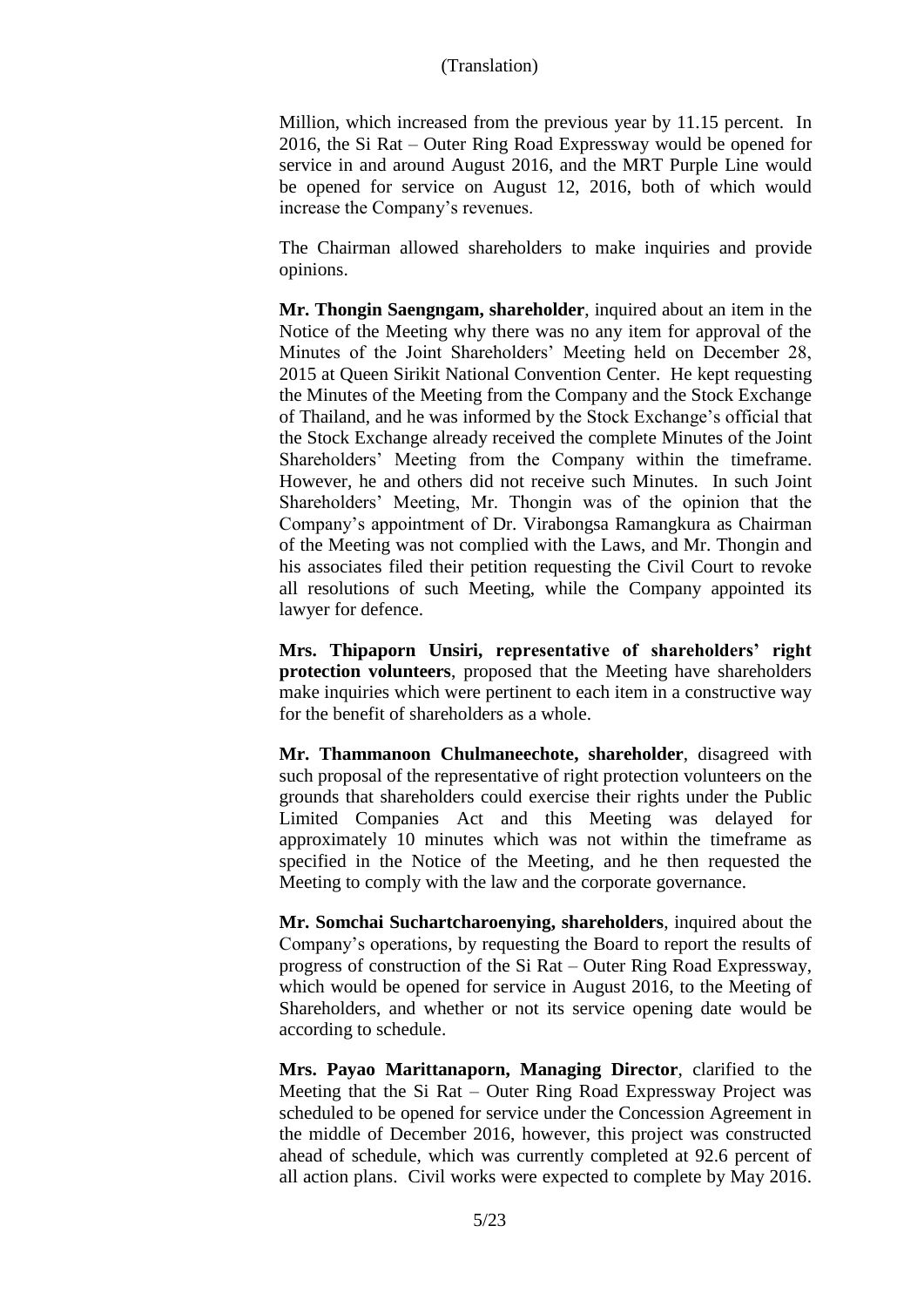Million, which increased from the previous year by 11.15 percent. In 2016, the Si Rat – Outer Ring Road Expressway would be opened for service in and around August 2016, and the MRT Purple Line would be opened for service on August 12, 2016, both of which would increase the Company's revenues.

The Chairman allowed shareholders to make inquiries and provide opinions.

**Mr. Thongin Saengngam, shareholder**, inquired about an item in the Notice of the Meeting why there was no any item for approval of the Minutes of the Joint Shareholders' Meeting held on December 28, 2015 at Queen Sirikit National Convention Center. He kept requesting the Minutes of the Meeting from the Company and the Stock Exchange of Thailand, and he was informed by the Stock Exchange's official that the Stock Exchange already received the complete Minutes of the Joint Shareholders' Meeting from the Company within the timeframe. However, he and others did not receive such Minutes. In such Joint Shareholders' Meeting, Mr. Thongin was of the opinion that the Company's appointment of Dr. Virabongsa Ramangkura as Chairman of the Meeting was not complied with the Laws, and Mr. Thongin and his associates filed their petition requesting the Civil Court to revoke all resolutions of such Meeting, while the Company appointed its lawyer for defence.

**Mrs. Thipaporn Unsiri, representative of shareholders' right protection volunteers**, proposed that the Meeting have shareholders make inquiries which were pertinent to each item in a constructive way for the benefit of shareholders as a whole.

**Mr. Thammanoon Chulmaneechote, shareholder**, disagreed with such proposal of the representative of right protection volunteers on the grounds that shareholders could exercise their rights under the Public Limited Companies Act and this Meeting was delayed for approximately 10 minutes which was not within the timeframe as specified in the Notice of the Meeting, and he then requested the Meeting to comply with the law and the corporate governance.

**Mr. Somchai Suchartcharoenying, shareholders**, inquired about the Company's operations, by requesting the Board to report the results of progress of construction of the Si Rat – Outer Ring Road Expressway, which would be opened for service in August 2016, to the Meeting of Shareholders, and whether or not its service opening date would be according to schedule.

**Mrs. Payao Marittanaporn, Managing Director**, clarified to the Meeting that the Si Rat – Outer Ring Road Expressway Project was scheduled to be opened for service under the Concession Agreement in the middle of December 2016, however, this project was constructed ahead of schedule, which was currently completed at 92.6 percent of all action plans. Civil works were expected to complete by May 2016.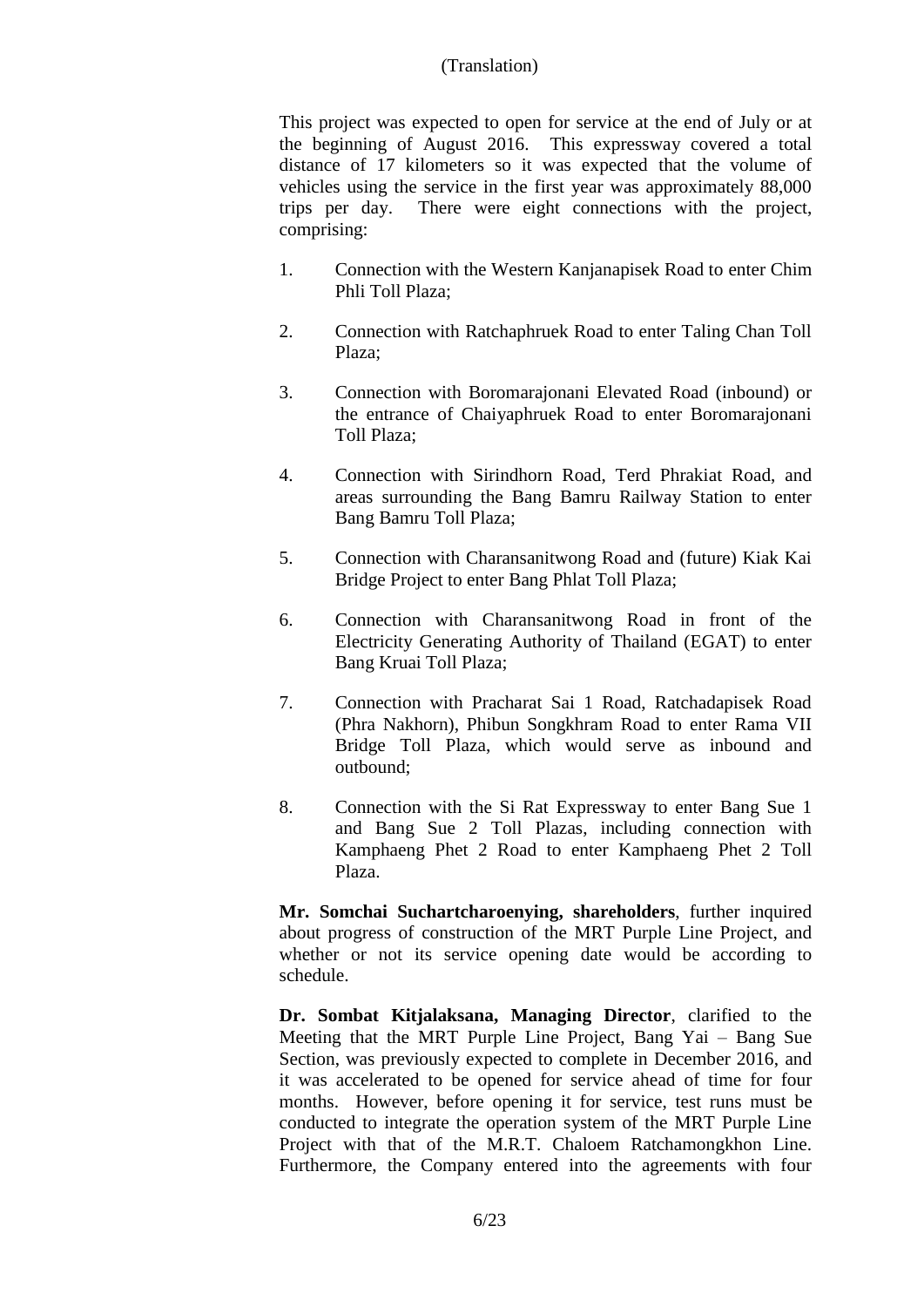(Translation)

This project was expected to open for service at the end of July or at the beginning of August 2016. This expressway covered a total distance of 17 kilometers so it was expected that the volume of vehicles using the service in the first year was approximately 88,000 trips per day. There were eight connections with the project, comprising:

1. Connection with the Western Kanjanapisek Road to enter Chim Phli Toll Plaza;
2. Connection with Ratchaphruek Road to enter Taling Chan Toll Plaza;
3. Connection with Boromarajonani Elevated Road (inbound) or the entrance of Chaiyaphruek Road to enter Boromarajonani Toll Plaza;
4. Connection with Sirindhorn Road, Terd Phrakiat Road, and areas surrounding the Bang Bamru Railway Station to enter Bang Bamru Toll Plaza;
5. Connection with Charansanitwong Road and (future) Kiak Kai Bridge Project to enter Bang Phlat Toll Plaza;
6. Connection with Charansanitwong Road in front of the Electricity Generating Authority of Thailand (EGAT) to enter Bang Kruai Toll Plaza;
7. Connection with Pracharat Sai 1 Road, Ratchadapisek Road (Phra Nakhorn), Phibun Songkhram Road to enter Rama VII Bridge Toll Plaza, which would serve as inbound and outbound;
8. Connection with the Si Rat Expressway to enter Bang Sue 1 and Bang Sue 2 Toll Plazas, including connection with Kamphaeng Phet 2 Road to enter Kamphaeng Phet 2 Toll Plaza.

**Mr. Somchai Suchartcharoenying, shareholders**, further inquired about progress of construction of the MRT Purple Line Project, and whether or not its service opening date would be according to schedule.

**Dr. Sombat Kitjalaksana, Managing Director**, clarified to the Meeting that the MRT Purple Line Project, Bang Yai – Bang Sue Section, was previously expected to complete in December 2016, and it was accelerated to be opened for service ahead of time for four months. However, before opening it for service, test runs must be conducted to integrate the operation system of the MRT Purple Line Project with that of the M.R.T. Chaloem Ratchamongkhon Line. Furthermore, the Company entered into the agreements with four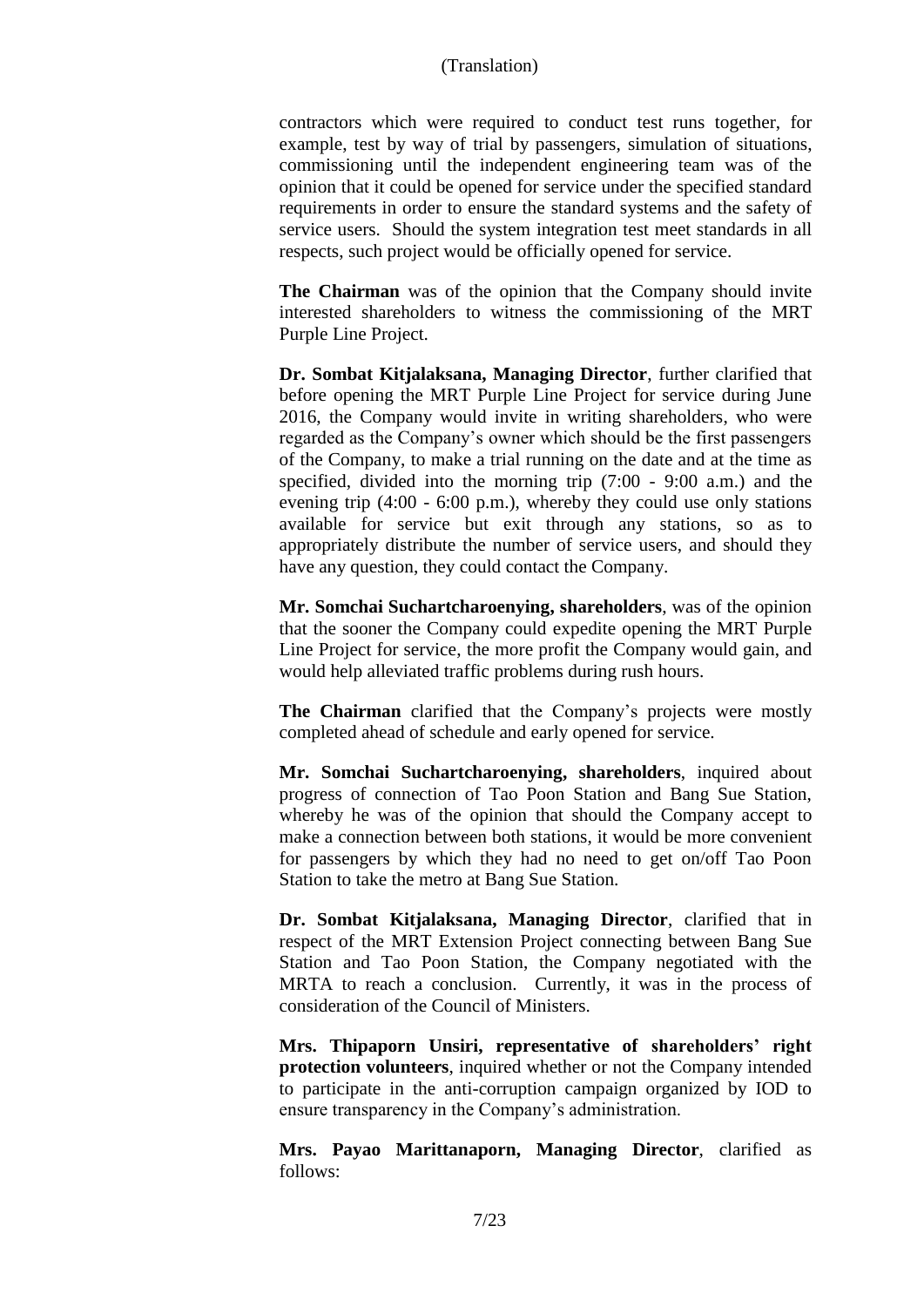contractors which were required to conduct test runs together, for example, test by way of trial by passengers, simulation of situations, commissioning until the independent engineering team was of the opinion that it could be opened for service under the specified standard requirements in order to ensure the standard systems and the safety of service users. Should the system integration test meet standards in all respects, such project would be officially opened for service.

**The Chairman** was of the opinion that the Company should invite interested shareholders to witness the commissioning of the MRT Purple Line Project.

**Dr. Sombat Kitjalaksana, Managing Director**, further clarified that before opening the MRT Purple Line Project for service during June 2016, the Company would invite in writing shareholders, who were regarded as the Company's owner which should be the first passengers of the Company, to make a trial running on the date and at the time as specified, divided into the morning trip (7:00 - 9:00 a.m.) and the evening trip (4:00 - 6:00 p.m.), whereby they could use only stations available for service but exit through any stations, so as to appropriately distribute the number of service users, and should they have any question, they could contact the Company.

**Mr. Somchai Suchartcharoenying, shareholders**, was of the opinion that the sooner the Company could expedite opening the MRT Purple Line Project for service, the more profit the Company would gain, and would help alleviated traffic problems during rush hours.

**The Chairman** clarified that the Company's projects were mostly completed ahead of schedule and early opened for service.

**Mr. Somchai Suchartcharoenying, shareholders**, inquired about progress of connection of Tao Poon Station and Bang Sue Station, whereby he was of the opinion that should the Company accept to make a connection between both stations, it would be more convenient for passengers by which they had no need to get on/off Tao Poon Station to take the metro at Bang Sue Station.

**Dr. Sombat Kitjalaksana, Managing Director**, clarified that in respect of the MRT Extension Project connecting between Bang Sue Station and Tao Poon Station, the Company negotiated with the MRTA to reach a conclusion. Currently, it was in the process of consideration of the Council of Ministers.

**Mrs. Thipaporn Unsiri, representative of shareholders' right protection volunteers**, inquired whether or not the Company intended to participate in the anti-corruption campaign organized by IOD to ensure transparency in the Company's administration.

**Mrs. Payao Marittanaporn, Managing Director**, clarified as follows: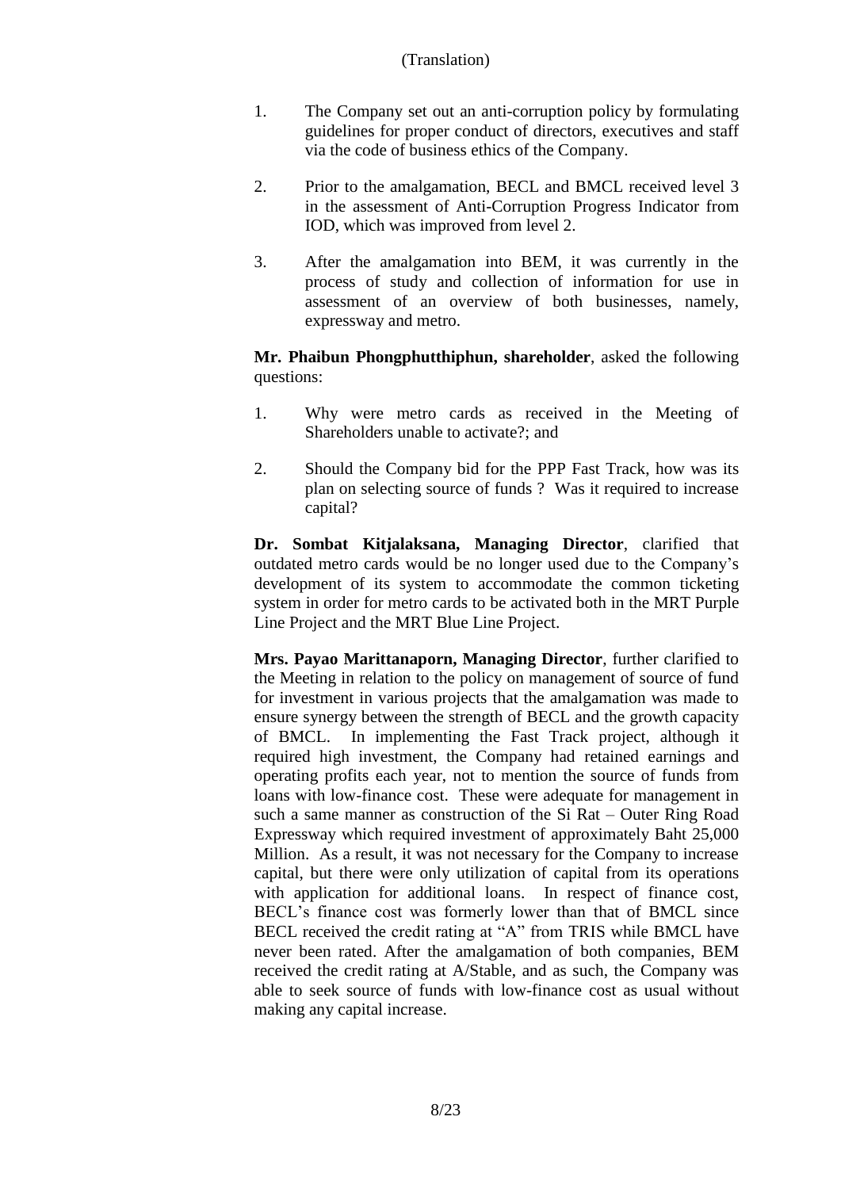(Translation)

1. The Company set out an anti-corruption policy by formulating guidelines for proper conduct of directors, executives and staff via the code of business ethics of the Company.

2. Prior to the amalgamation, BECL and BMCL received level 3 in the assessment of Anti-Corruption Progress Indicator from IOD, which was improved from level 2.

3. After the amalgamation into BEM, it was currently in the process of study and collection of information for use in assessment of an overview of both businesses, namely, expressway and metro.

**Mr. Phaibun Phongphutthiphun, shareholder**, asked the following questions:

1. Why were metro cards as received in the Meeting of Shareholders unable to activate?; and

2. Should the Company bid for the PPP Fast Track, how was its plan on selecting source of funds ? Was it required to increase capital?

**Dr. Sombat Kitjalaksana, Managing Director**, clarified that outdated metro cards would be no longer used due to the Company's development of its system to accommodate the common ticketing system in order for metro cards to be activated both in the MRT Purple Line Project and the MRT Blue Line Project.

**Mrs. Payao Marittanaporn, Managing Director**, further clarified to the Meeting in relation to the policy on management of source of fund for investment in various projects that the amalgamation was made to ensure synergy between the strength of BECL and the growth capacity of BMCL. In implementing the Fast Track project, although it required high investment, the Company had retained earnings and operating profits each year, not to mention the source of funds from loans with low-finance cost. These were adequate for management in such a same manner as construction of the Si Rat – Outer Ring Road Expressway which required investment of approximately Baht 25,000 Million. As a result, it was not necessary for the Company to increase capital, but there were only utilization of capital from its operations with application for additional loans. In respect of finance cost, BECL's finance cost was formerly lower than that of BMCL since BECL received the credit rating at "A" from TRIS while BMCL have never been rated. After the amalgamation of both companies, BEM received the credit rating at A/Stable, and as such, the Company was able to seek source of funds with low-finance cost as usual without making any capital increase.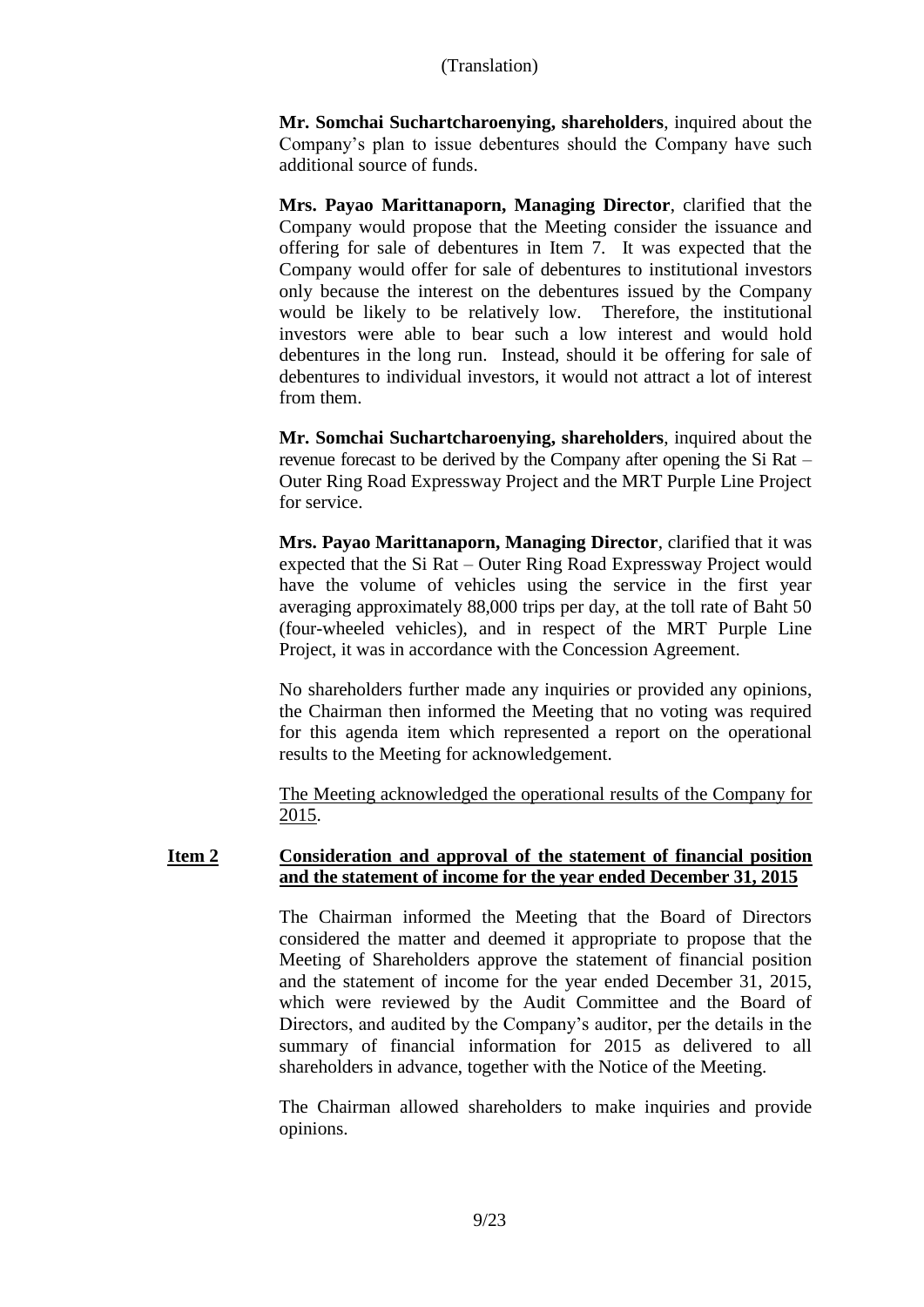(Translation)

**Mr. Somchai Suchartcharoenying, shareholders**, inquired about the Company's plan to issue debentures should the Company have such additional source of funds.

**Mrs. Payao Marittanaporn, Managing Director**, clarified that the Company would propose that the Meeting consider the issuance and offering for sale of debentures in Item 7. It was expected that the Company would offer for sale of debentures to institutional investors only because the interest on the debentures issued by the Company would be likely to be relatively low. Therefore, the institutional investors were able to bear such a low interest and would hold debentures in the long run. Instead, should it be offering for sale of debentures to individual investors, it would not attract a lot of interest from them.

**Mr. Somchai Suchartcharoenying, shareholders**, inquired about the revenue forecast to be derived by the Company after opening the Si Rat – Outer Ring Road Expressway Project and the MRT Purple Line Project for service.

**Mrs. Payao Marittanaporn, Managing Director**, clarified that it was expected that the Si Rat – Outer Ring Road Expressway Project would have the volume of vehicles using the service in the first year averaging approximately 88,000 trips per day, at the toll rate of Baht 50 (four-wheeled vehicles), and in respect of the MRT Purple Line Project, it was in accordance with the Concession Agreement.

No shareholders further made any inquiries or provided any opinions, the Chairman then informed the Meeting that no voting was required for this agenda item which represented a report on the operational results to the Meeting for acknowledgement.

<u>The Meeting acknowledged the operational results of the Company for 2015</u>.

**<u>Item 2</u>** **<u>Consideration and approval of the statement of financial position and the statement of income for the year ended December 31, 2015</u>**

The Chairman informed the Meeting that the Board of Directors considered the matter and deemed it appropriate to propose that the Meeting of Shareholders approve the statement of financial position and the statement of income for the year ended December 31, 2015, which were reviewed by the Audit Committee and the Board of Directors, and audited by the Company's auditor, per the details in the summary of financial information for 2015 as delivered to all shareholders in advance, together with the Notice of the Meeting.

The Chairman allowed shareholders to make inquiries and provide opinions.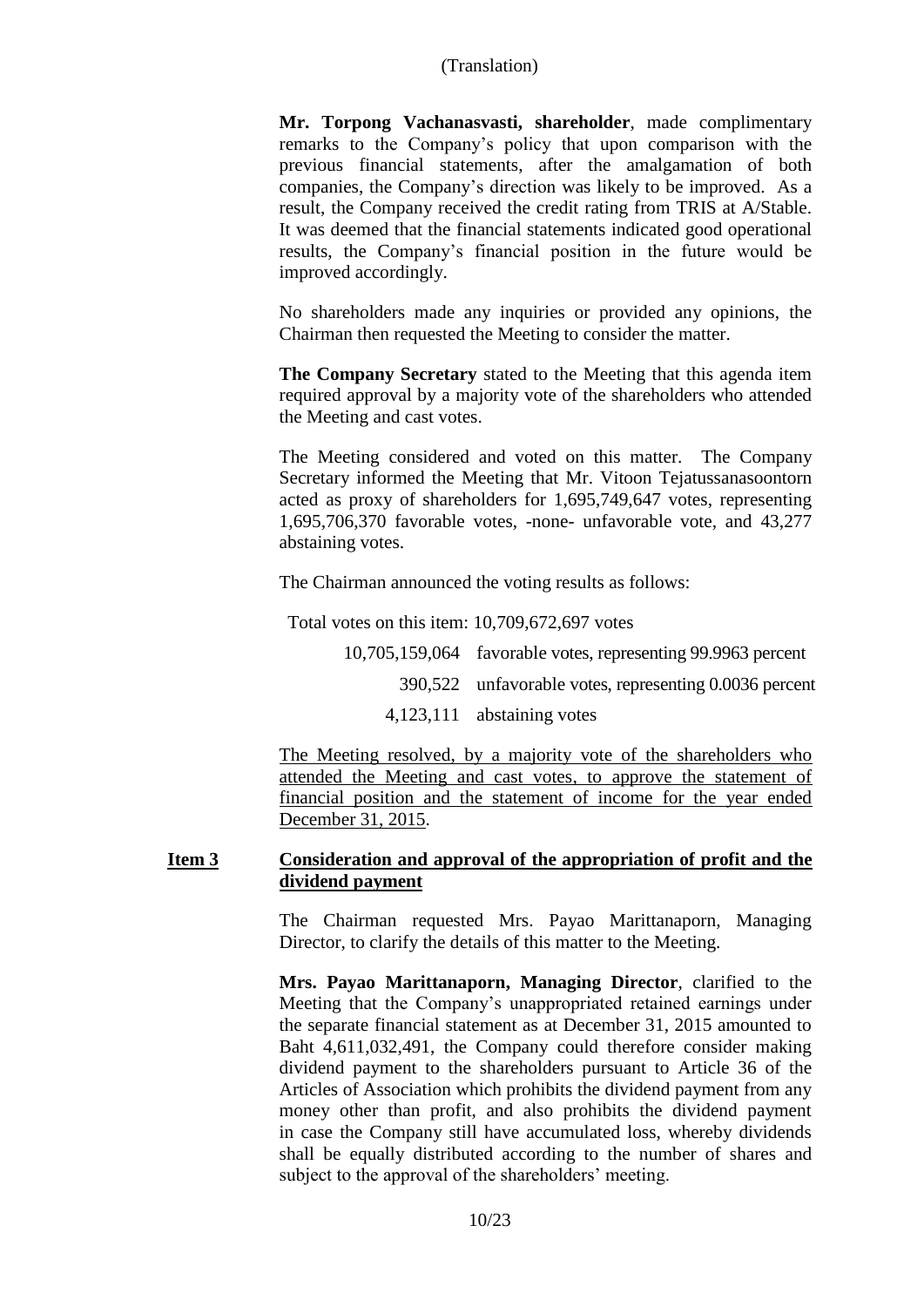(Translation)

**Mr. Torpong Vachanasvasti, shareholder**, made complimentary remarks to the Company's policy that upon comparison with the previous financial statements, after the amalgamation of both companies, the Company's direction was likely to be improved. As a result, the Company received the credit rating from TRIS at A/Stable. It was deemed that the financial statements indicated good operational results, the Company's financial position in the future would be improved accordingly.

No shareholders made any inquiries or provided any opinions, the Chairman then requested the Meeting to consider the matter.

**The Company Secretary** stated to the Meeting that this agenda item required approval by a majority vote of the shareholders who attended the Meeting and cast votes.

The Meeting considered and voted on this matter. The Company Secretary informed the Meeting that Mr. Vitoon Tejatussanasoontorn acted as proxy of shareholders for 1,695,749,647 votes, representing 1,695,706,370 favorable votes, -none- unfavorable vote, and 43,277 abstaining votes.

The Chairman announced the voting results as follows:

Total votes on this item: 10,709,672,697 votes

| | |
|---|---|
| 10,705,159,064 | favorable votes, representing 99.9963 percent |
| 390,522 | unfavorable votes, representing 0.0036 percent |
| 4,123,111 | abstaining votes |

The Meeting resolved, by a majority vote of the shareholders who attended the Meeting and cast votes, to approve the statement of financial position and the statement of income for the year ended December 31, 2015.

## Item 3 Consideration and approval of the appropriation of profit and the dividend payment

The Chairman requested Mrs. Payao Marittanaporn, Managing Director, to clarify the details of this matter to the Meeting.

**Mrs. Payao Marittanaporn, Managing Director**, clarified to the Meeting that the Company's unappropriated retained earnings under the separate financial statement as at December 31, 2015 amounted to Baht 4,611,032,491, the Company could therefore consider making dividend payment to the shareholders pursuant to Article 36 of the Articles of Association which prohibits the dividend payment from any money other than profit, and also prohibits the dividend payment in case the Company still have accumulated loss, whereby dividends shall be equally distributed according to the number of shares and subject to the approval of the shareholders' meeting.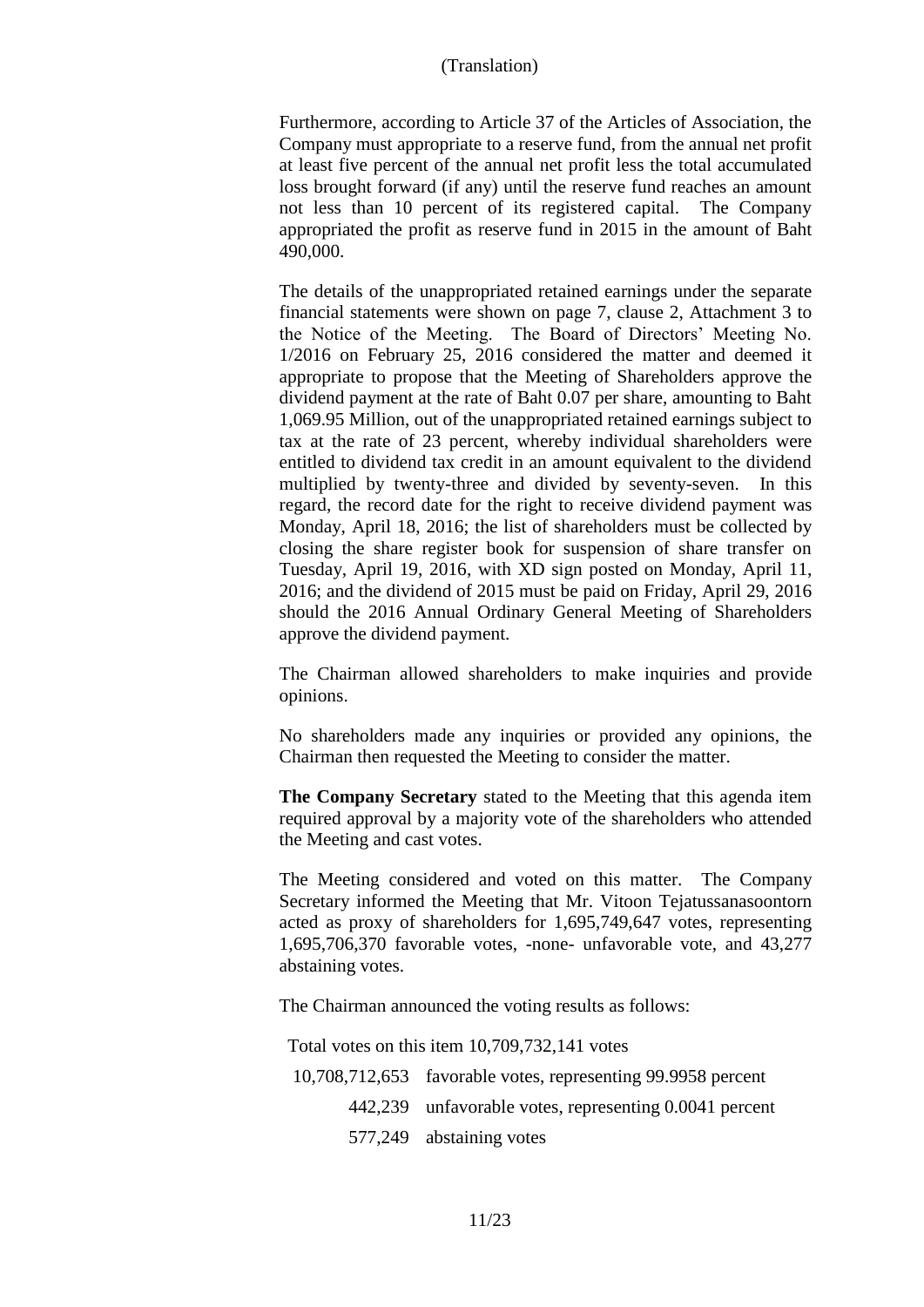Furthermore, according to Article 37 of the Articles of Association, the Company must appropriate to a reserve fund, from the annual net profit at least five percent of the annual net profit less the total accumulated loss brought forward (if any) until the reserve fund reaches an amount not less than 10 percent of its registered capital. The Company appropriated the profit as reserve fund in 2015 in the amount of Baht 490,000.

The details of the unappropriated retained earnings under the separate financial statements were shown on page 7, clause 2, Attachment 3 to the Notice of the Meeting. The Board of Directors' Meeting No. 1/2016 on February 25, 2016 considered the matter and deemed it appropriate to propose that the Meeting of Shareholders approve the dividend payment at the rate of Baht 0.07 per share, amounting to Baht 1,069.95 Million, out of the unappropriated retained earnings subject to tax at the rate of 23 percent, whereby individual shareholders were entitled to dividend tax credit in an amount equivalent to the dividend multiplied by twenty-three and divided by seventy-seven. In this regard, the record date for the right to receive dividend payment was Monday, April 18, 2016; the list of shareholders must be collected by closing the share register book for suspension of share transfer on Tuesday, April 19, 2016, with XD sign posted on Monday, April 11, 2016; and the dividend of 2015 must be paid on Friday, April 29, 2016 should the 2016 Annual Ordinary General Meeting of Shareholders approve the dividend payment.

The Chairman allowed shareholders to make inquiries and provide opinions.

No shareholders made any inquiries or provided any opinions, the Chairman then requested the Meeting to consider the matter.

**The Company Secretary** stated to the Meeting that this agenda item required approval by a majority vote of the shareholders who attended the Meeting and cast votes.

The Meeting considered and voted on this matter. The Company Secretary informed the Meeting that Mr. Vitoon Tejatussanasoontorn acted as proxy of shareholders for 1,695,749,647 votes, representing 1,695,706,370 favorable votes, -none- unfavorable vote, and 43,277 abstaining votes.

The Chairman announced the voting results as follows:

Total votes on this item 10,709,732,141 votes

| | |
|---|---|
| 10,708,712,653 | favorable votes, representing 99.9958 percent |
| 442,239 | unfavorable votes, representing 0.0041 percent |
| 577,249 | abstaining votes |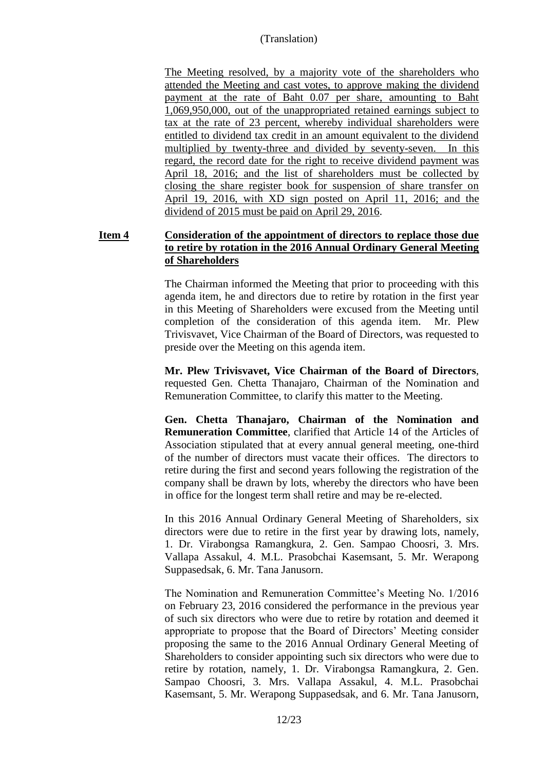(Translation)

The Meeting resolved, by a majority vote of the shareholders who attended the Meeting and cast votes, to approve making the dividend payment at the rate of Baht 0.07 per share, amounting to Baht 1,069,950,000, out of the unappropriated retained earnings subject to tax at the rate of 23 percent, whereby individual shareholders were entitled to dividend tax credit in an amount equivalent to the dividend multiplied by twenty-three and divided by seventy-seven. In this regard, the record date for the right to receive dividend payment was April 18, 2016; and the list of shareholders must be collected by closing the share register book for suspension of share transfer on April 19, 2016, with XD sign posted on April 11, 2016; and the dividend of 2015 must be paid on April 29, 2016.

**Item 4 Consideration of the appointment of directors to replace those due to retire by rotation in the 2016 Annual Ordinary General Meeting of Shareholders**

The Chairman informed the Meeting that prior to proceeding with this agenda item, he and directors due to retire by rotation in the first year in this Meeting of Shareholders were excused from the Meeting until completion of the consideration of this agenda item. Mr. Plew Trivisvavet, Vice Chairman of the Board of Directors, was requested to preside over the Meeting on this agenda item.

**Mr. Plew Trivisvavet, Vice Chairman of the Board of Directors**, requested Gen. Chetta Thanajaro, Chairman of the Nomination and Remuneration Committee, to clarify this matter to the Meeting.

**Gen. Chetta Thanajaro, Chairman of the Nomination and Remuneration Committee**, clarified that Article 14 of the Articles of Association stipulated that at every annual general meeting, one-third of the number of directors must vacate their offices. The directors to retire during the first and second years following the registration of the company shall be drawn by lots, whereby the directors who have been in office for the longest term shall retire and may be re-elected.

In this 2016 Annual Ordinary General Meeting of Shareholders, six directors were due to retire in the first year by drawing lots, namely, 1. Dr. Virabongsa Ramangkura, 2. Gen. Sampao Choosri, 3. Mrs. Vallapa Assakul, 4. M.L. Prasobchai Kasemsant, 5. Mr. Werapong Suppasedsak, 6. Mr. Tana Janusorn.

The Nomination and Remuneration Committee's Meeting No. 1/2016 on February 23, 2016 considered the performance in the previous year of such six directors who were due to retire by rotation and deemed it appropriate to propose that the Board of Directors' Meeting consider proposing the same to the 2016 Annual Ordinary General Meeting of Shareholders to consider appointing such six directors who were due to retire by rotation, namely, 1. Dr. Virabongsa Ramangkura, 2. Gen. Sampao Choosri, 3. Mrs. Vallapa Assakul, 4. M.L. Prasobchai Kasemsant, 5. Mr. Werapong Suppasedsak, and 6. Mr. Tana Janusorn,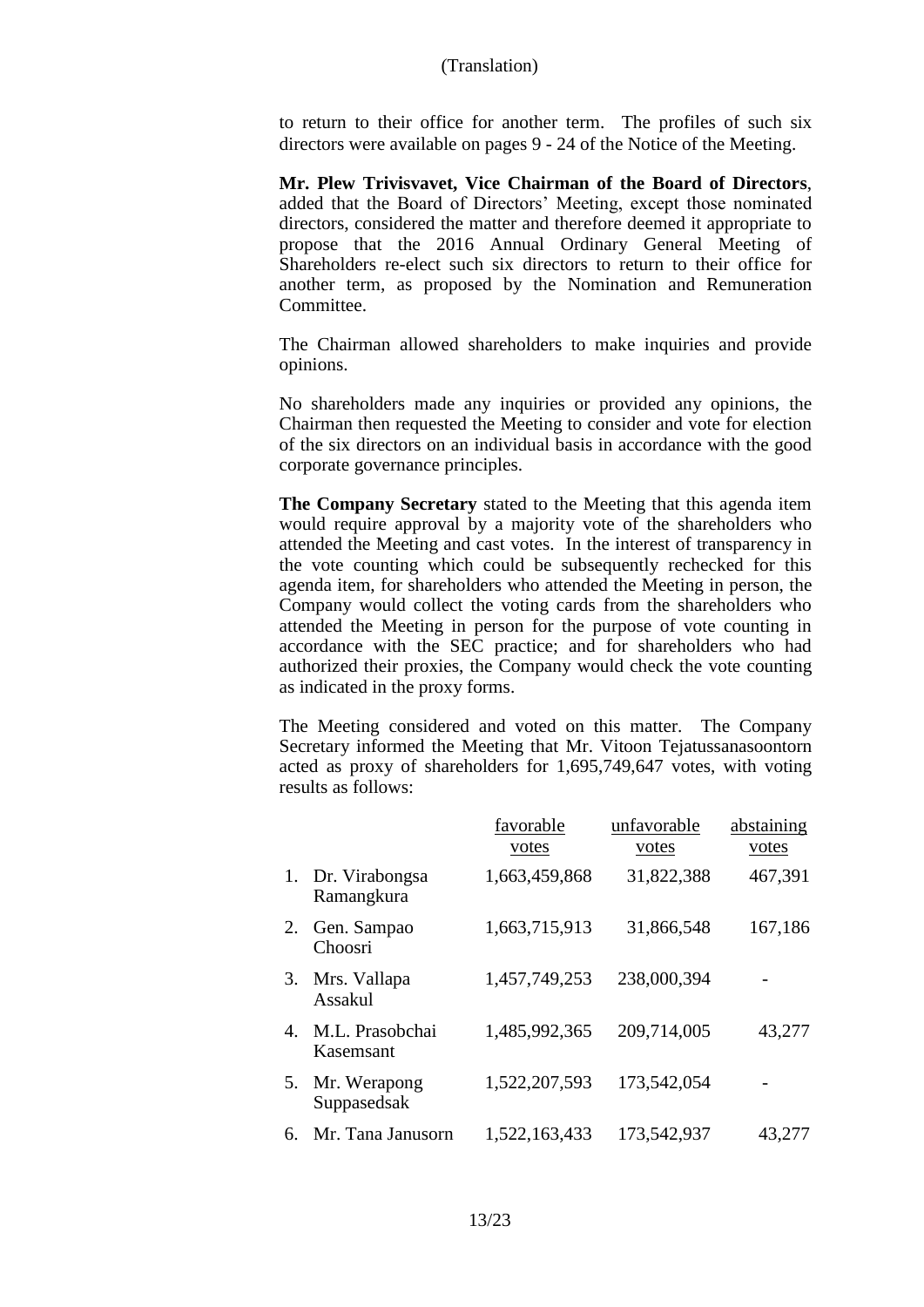to return to their office for another term. The profiles of such six directors were available on pages 9 - 24 of the Notice of the Meeting.

**Mr. Plew Trivisvavet, Vice Chairman of the Board of Directors**, added that the Board of Directors' Meeting, except those nominated directors, considered the matter and therefore deemed it appropriate to propose that the 2016 Annual Ordinary General Meeting of Shareholders re-elect such six directors to return to their office for another term, as proposed by the Nomination and Remuneration Committee.

The Chairman allowed shareholders to make inquiries and provide opinions.

No shareholders made any inquiries or provided any opinions, the Chairman then requested the Meeting to consider and vote for election of the six directors on an individual basis in accordance with the good corporate governance principles.

**The Company Secretary** stated to the Meeting that this agenda item would require approval by a majority vote of the shareholders who attended the Meeting and cast votes. In the interest of transparency in the vote counting which could be subsequently rechecked for this agenda item, for shareholders who attended the Meeting in person, the Company would collect the voting cards from the shareholders who attended the Meeting in person for the purpose of vote counting in accordance with the SEC practice; and for shareholders who had authorized their proxies, the Company would check the vote counting as indicated in the proxy forms.

The Meeting considered and voted on this matter. The Company Secretary informed the Meeting that Mr. Vitoon Tejatussanasoontorn acted as proxy of shareholders for 1,695,749,647 votes, with voting results as follows:

| | | favorable votes | unfavorable votes | abstaining votes |
|---|---|---|---|---|
| 1. | Dr. Virabongsa Ramangkura | 1,663,459,868 | 31,822,388 | 467,391 |
| 2. | Gen. Sampao Choosri | 1,663,715,913 | 31,866,548 | 167,186 |
| 3. | Mrs. Vallapa Assakul | 1,457,749,253 | 238,000,394 | - |
| 4. | M.L. Prasobchai Kasemsant | 1,485,992,365 | 209,714,005 | 43,277 |
| 5. | Mr. Werapong Suppasedsak | 1,522,207,593 | 173,542,054 | - |
| 6. | Mr. Tana Janusorn | 1,522,163,433 | 173,542,937 | 43,277 |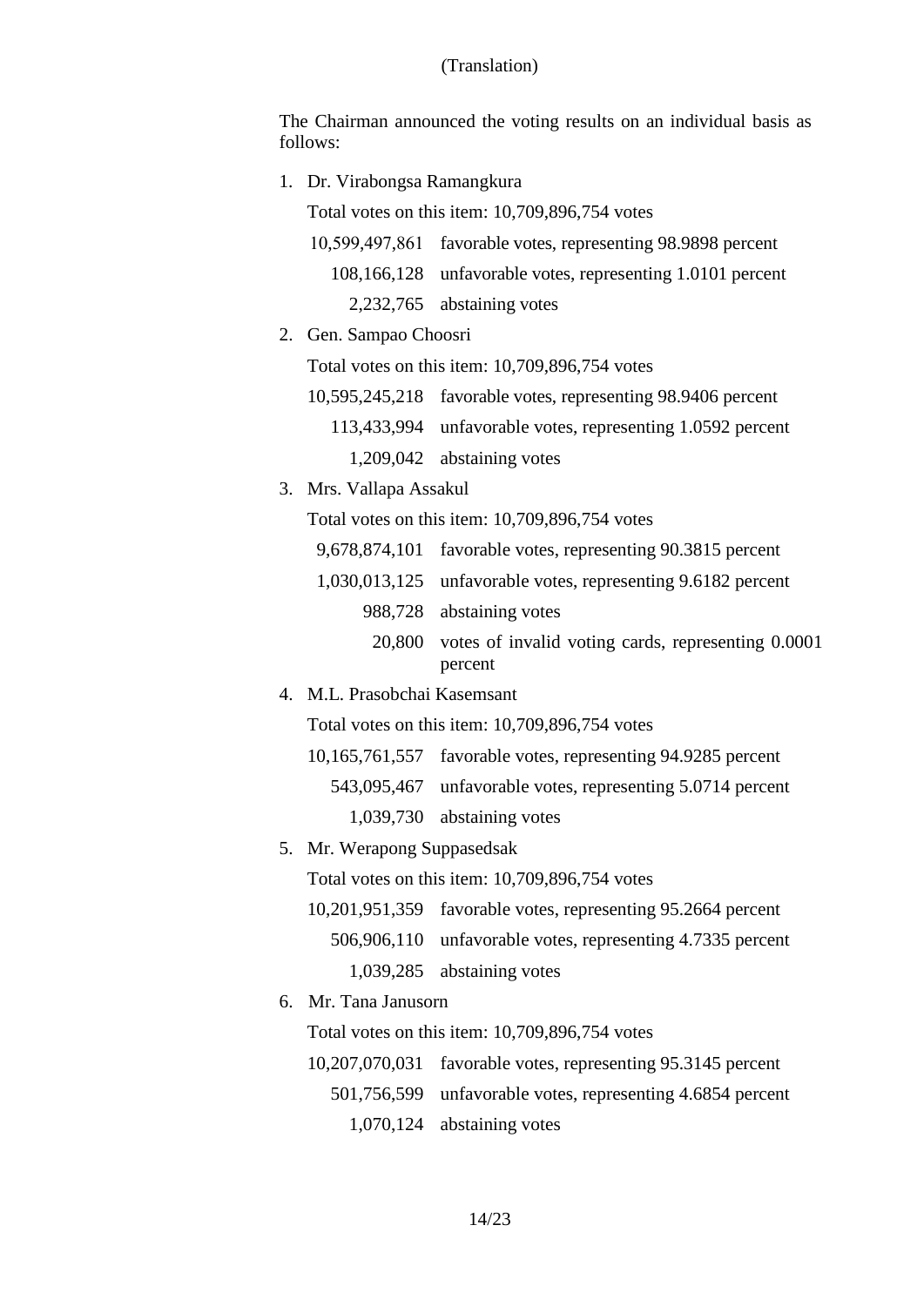(Translation)

The Chairman announced the voting results on an individual basis as follows:

1. Dr. Virabongsa Ramangkura

   Total votes on this item: 10,709,896,754 votes

   | | |
   |---:|---|
   | 10,599,497,861 | favorable votes, representing 98.9898 percent |
   | 108,166,128 | unfavorable votes, representing 1.0101 percent |
   | 2,232,765 | abstaining votes |

2. Gen. Sampao Choosri

   Total votes on this item: 10,709,896,754 votes

   | | |
   |---:|---|
   | 10,595,245,218 | favorable votes, representing 98.9406 percent |
   | 113,433,994 | unfavorable votes, representing 1.0592 percent |
   | 1,209,042 | abstaining votes |

3. Mrs. Vallapa Assakul

   Total votes on this item: 10,709,896,754 votes

   | | |
   |---:|---|
   | 9,678,874,101 | favorable votes, representing 90.3815 percent |
   | 1,030,013,125 | unfavorable votes, representing 9.6182 percent |
   | 988,728 | abstaining votes |
   | 20,800 | votes of invalid voting cards, representing 0.0001 percent |

4. M.L. Prasobchai Kasemsant

   Total votes on this item: 10,709,896,754 votes

   | | |
   |---:|---|
   | 10,165,761,557 | favorable votes, representing 94.9285 percent |
   | 543,095,467 | unfavorable votes, representing 5.0714 percent |
   | 1,039,730 | abstaining votes |

5. Mr. Werapong Suppasedsak

   Total votes on this item: 10,709,896,754 votes

   | | |
   |---:|---|
   | 10,201,951,359 | favorable votes, representing 95.2664 percent |
   | 506,906,110 | unfavorable votes, representing 4.7335 percent |
   | 1,039,285 | abstaining votes |

6. Mr. Tana Janusorn

   Total votes on this item: 10,709,896,754 votes

   | | |
   |---:|---|
   | 10,207,070,031 | favorable votes, representing 95.3145 percent |
   | 501,756,599 | unfavorable votes, representing 4.6854 percent |
   | 1,070,124 | abstaining votes |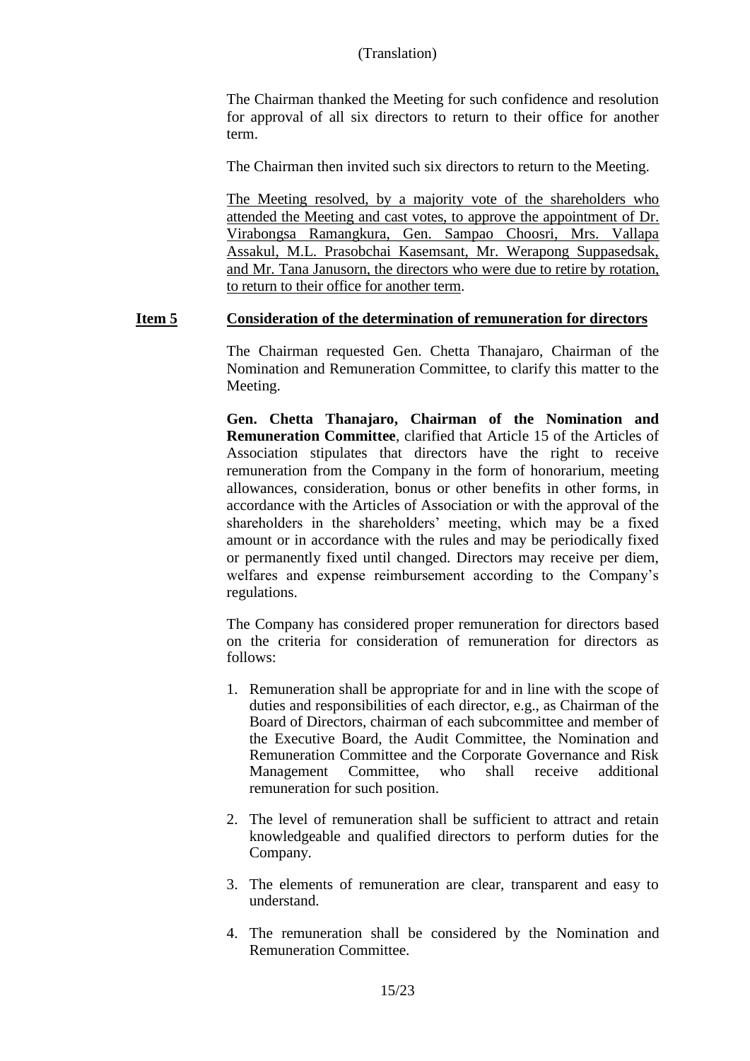(Translation)

The Chairman thanked the Meeting for such confidence and resolution for approval of all six directors to return to their office for another term.

The Chairman then invited such six directors to return to the Meeting.

<u>The Meeting resolved, by a majority vote of the shareholders who attended the Meeting and cast votes, to approve the appointment of Dr. Virabongsa Ramangkura, Gen. Sampao Choosri, Mrs. Vallapa Assakul, M.L. Prasobchai Kasemsant, Mr. Werapong Suppasedsak, and Mr. Tana Janusorn, the directors who were due to retire by rotation, to return to their office for another term</u>.

**<u>Item 5</u> <u>Consideration of the determination of remuneration for directors</u>**

The Chairman requested Gen. Chetta Thanajaro, Chairman of the Nomination and Remuneration Committee, to clarify this matter to the Meeting.

**Gen. Chetta Thanajaro, Chairman of the Nomination and Remuneration Committee**, clarified that Article 15 of the Articles of Association stipulates that directors have the right to receive remuneration from the Company in the form of honorarium, meeting allowances, consideration, bonus or other benefits in other forms, in accordance with the Articles of Association or with the approval of the shareholders in the shareholders' meeting, which may be a fixed amount or in accordance with the rules and may be periodically fixed or permanently fixed until changed. Directors may receive per diem, welfares and expense reimbursement according to the Company's regulations.

The Company has considered proper remuneration for directors based on the criteria for consideration of remuneration for directors as follows:

1. Remuneration shall be appropriate for and in line with the scope of duties and responsibilities of each director, e.g., as Chairman of the Board of Directors, chairman of each subcommittee and member of the Executive Board, the Audit Committee, the Nomination and Remuneration Committee and the Corporate Governance and Risk Management Committee, who shall receive additional remuneration for such position.
2. The level of remuneration shall be sufficient to attract and retain knowledgeable and qualified directors to perform duties for the Company.
3. The elements of remuneration are clear, transparent and easy to understand.
4. The remuneration shall be considered by the Nomination and Remuneration Committee.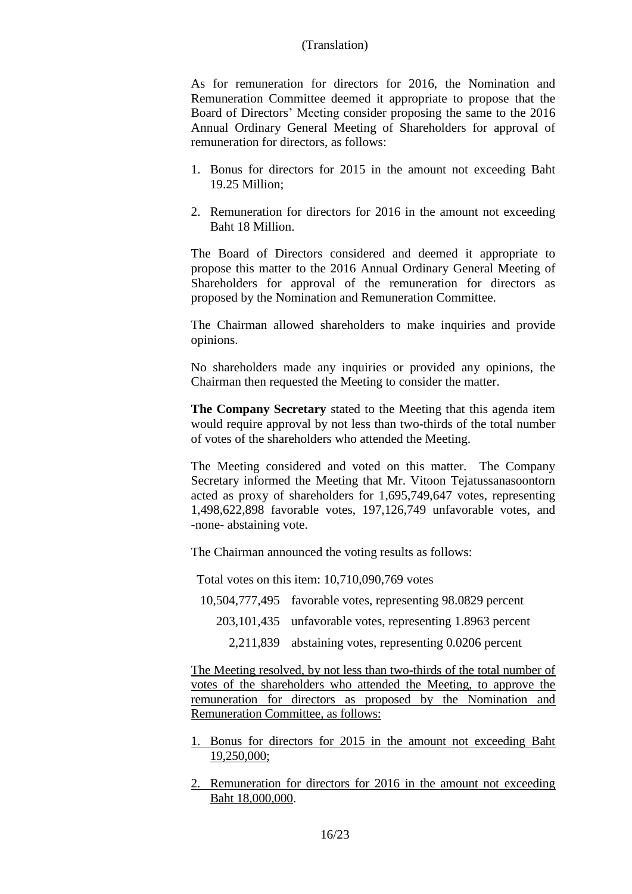(Translation)

As for remuneration for directors for 2016, the Nomination and Remuneration Committee deemed it appropriate to propose that the Board of Directors' Meeting consider proposing the same to the 2016 Annual Ordinary General Meeting of Shareholders for approval of remuneration for directors, as follows:

1. Bonus for directors for 2015 in the amount not exceeding Baht 19.25 Million;
2. Remuneration for directors for 2016 in the amount not exceeding Baht 18 Million.

The Board of Directors considered and deemed it appropriate to propose this matter to the 2016 Annual Ordinary General Meeting of Shareholders for approval of the remuneration for directors as proposed by the Nomination and Remuneration Committee.

The Chairman allowed shareholders to make inquiries and provide opinions.

No shareholders made any inquiries or provided any opinions, the Chairman then requested the Meeting to consider the matter.

**The Company Secretary** stated to the Meeting that this agenda item would require approval by not less than two-thirds of the total number of votes of the shareholders who attended the Meeting.

The Meeting considered and voted on this matter. The Company Secretary informed the Meeting that Mr. Vitoon Tejatussanasoontorn acted as proxy of shareholders for 1,695,749,647 votes, representing 1,498,622,898 favorable votes, 197,126,749 unfavorable votes, and -none- abstaining vote.

The Chairman announced the voting results as follows:

Total votes on this item: 10,710,090,769 votes

| | |
|---|---|
| 10,504,777,495 | favorable votes, representing 98.0829 percent |
| 203,101,435 | unfavorable votes, representing 1.8963 percent |
| 2,211,839 | abstaining votes, representing 0.0206 percent |

<u>The Meeting resolved, by not less than two-thirds of the total number of votes of the shareholders who attended the Meeting, to approve the remuneration for directors as proposed by the Nomination and Remuneration Committee, as follows:</u>

1. <u>Bonus for directors for 2015 in the amount not exceeding Baht 19,250,000;</u>
2. <u>Remuneration for directors for 2016 in the amount not exceeding Baht 18,000,000</u>.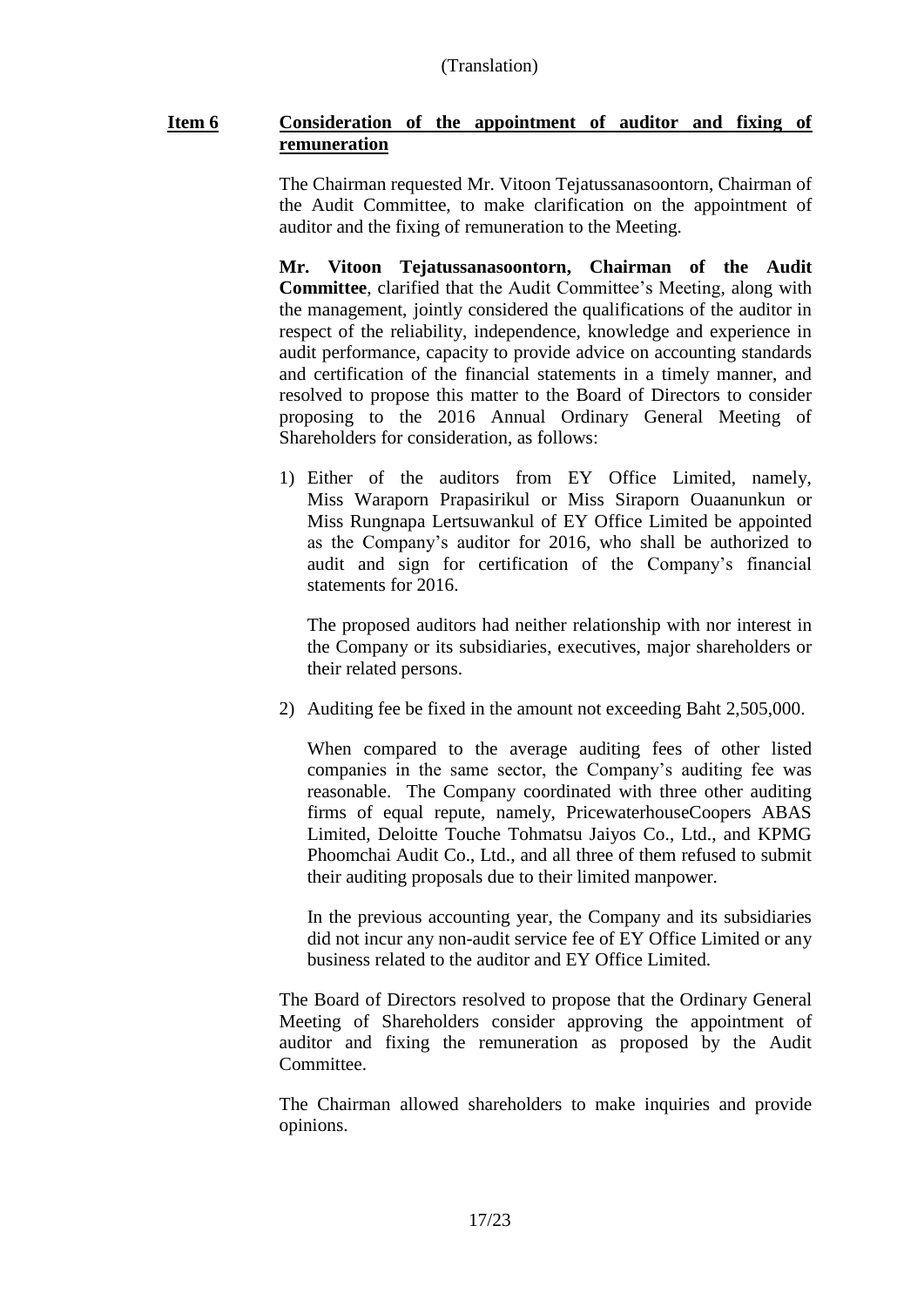(Translation)

**Item 6** **Consideration of the appointment of auditor and fixing of remuneration**

The Chairman requested Mr. Vitoon Tejatussanasoontorn, Chairman of the Audit Committee, to make clarification on the appointment of auditor and the fixing of remuneration to the Meeting.

**Mr. Vitoon Tejatussanasoontorn, Chairman of the Audit Committee**, clarified that the Audit Committee's Meeting, along with the management, jointly considered the qualifications of the auditor in respect of the reliability, independence, knowledge and experience in audit performance, capacity to provide advice on accounting standards and certification of the financial statements in a timely manner, and resolved to propose this matter to the Board of Directors to consider proposing to the 2016 Annual Ordinary General Meeting of Shareholders for consideration, as follows:

1) Either of the auditors from EY Office Limited, namely, Miss Waraporn Prapasirikul or Miss Siraporn Ouaanunkun or Miss Rungnapa Lertsuwankul of EY Office Limited be appointed as the Company's auditor for 2016, who shall be authorized to audit and sign for certification of the Company's financial statements for 2016.

   The proposed auditors had neither relationship with nor interest in the Company or its subsidiaries, executives, major shareholders or their related persons.

2) Auditing fee be fixed in the amount not exceeding Baht 2,505,000.

   When compared to the average auditing fees of other listed companies in the same sector, the Company's auditing fee was reasonable. The Company coordinated with three other auditing firms of equal repute, namely, PricewaterhouseCoopers ABAS Limited, Deloitte Touche Tohmatsu Jaiyos Co., Ltd., and KPMG Phoomchai Audit Co., Ltd., and all three of them refused to submit their auditing proposals due to their limited manpower.

   In the previous accounting year, the Company and its subsidiaries did not incur any non-audit service fee of EY Office Limited or any business related to the auditor and EY Office Limited.

The Board of Directors resolved to propose that the Ordinary General Meeting of Shareholders consider approving the appointment of auditor and fixing the remuneration as proposed by the Audit Committee.

The Chairman allowed shareholders to make inquiries and provide opinions.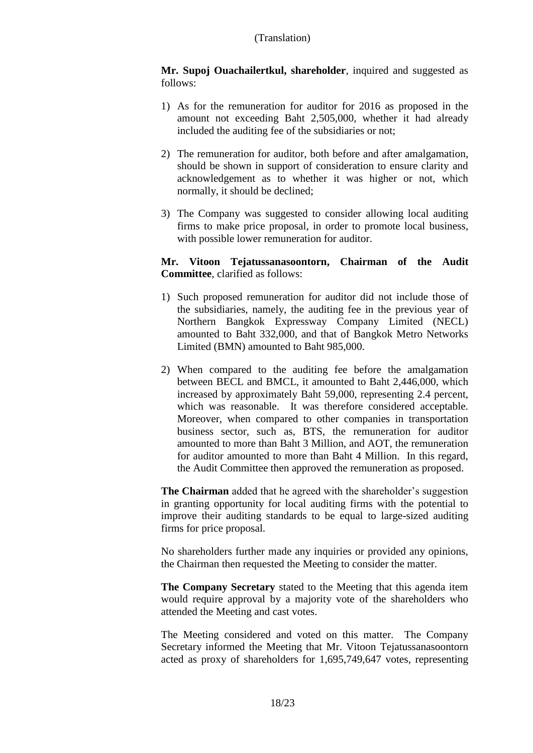(Translation)

**Mr. Supoj Ouachailertkul, shareholder**, inquired and suggested as follows:

1) As for the remuneration for auditor for 2016 as proposed in the amount not exceeding Baht 2,505,000, whether it had already included the auditing fee of the subsidiaries or not;

2) The remuneration for auditor, both before and after amalgamation, should be shown in support of consideration to ensure clarity and acknowledgement as to whether it was higher or not, which normally, it should be declined;

3) The Company was suggested to consider allowing local auditing firms to make price proposal, in order to promote local business, with possible lower remuneration for auditor.

**Mr. Vitoon Tejatussanasoontorn, Chairman of the Audit Committee**, clarified as follows:

1) Such proposed remuneration for auditor did not include those of the subsidiaries, namely, the auditing fee in the previous year of Northern Bangkok Expressway Company Limited (NECL) amounted to Baht 332,000, and that of Bangkok Metro Networks Limited (BMN) amounted to Baht 985,000.

2) When compared to the auditing fee before the amalgamation between BECL and BMCL, it amounted to Baht 2,446,000, which increased by approximately Baht 59,000, representing 2.4 percent, which was reasonable. It was therefore considered acceptable. Moreover, when compared to other companies in transportation business sector, such as, BTS, the remuneration for auditor amounted to more than Baht 3 Million, and AOT, the remuneration for auditor amounted to more than Baht 4 Million. In this regard, the Audit Committee then approved the remuneration as proposed.

**The Chairman** added that he agreed with the shareholder's suggestion in granting opportunity for local auditing firms with the potential to improve their auditing standards to be equal to large-sized auditing firms for price proposal.

No shareholders further made any inquiries or provided any opinions, the Chairman then requested the Meeting to consider the matter.

**The Company Secretary** stated to the Meeting that this agenda item would require approval by a majority vote of the shareholders who attended the Meeting and cast votes.

The Meeting considered and voted on this matter. The Company Secretary informed the Meeting that Mr. Vitoon Tejatussanasoontorn acted as proxy of shareholders for 1,695,749,647 votes, representing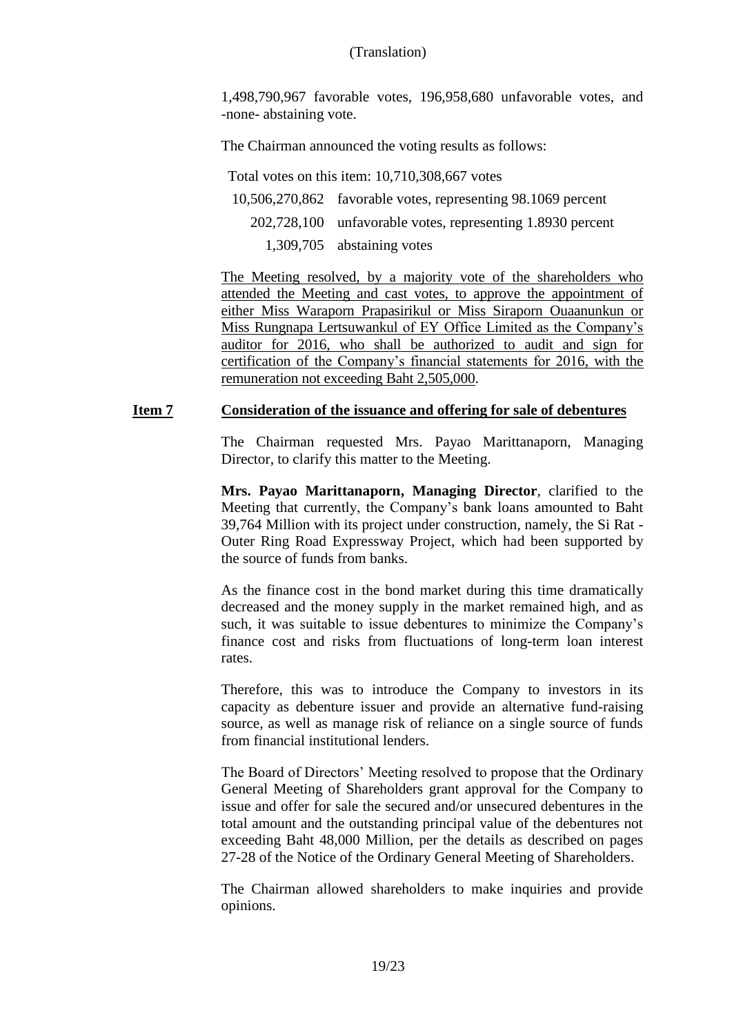(Translation)

1,498,790,967 favorable votes, 196,958,680 unfavorable votes, and -none- abstaining vote.

The Chairman announced the voting results as follows:

Total votes on this item: 10,710,308,667 votes

| | |
|---|---|
| 10,506,270,862 | favorable votes, representing 98.1069 percent |
| 202,728,100 | unfavorable votes, representing 1.8930 percent |
| 1,309,705 | abstaining votes |

The Meeting resolved, by a majority vote of the shareholders who attended the Meeting and cast votes, to approve the appointment of either Miss Waraporn Prapasirikul or Miss Siraporn Ouaanunkun or Miss Rungnapa Lertsuwankul of EY Office Limited as the Company's auditor for 2016, who shall be authorized to audit and sign for certification of the Company's financial statements for 2016, with the remuneration not exceeding Baht 2,505,000.

**Item 7 Consideration of the issuance and offering for sale of debentures**

The Chairman requested Mrs. Payao Marittanaporn, Managing Director, to clarify this matter to the Meeting.

**Mrs. Payao Marittanaporn, Managing Director**, clarified to the Meeting that currently, the Company's bank loans amounted to Baht 39,764 Million with its project under construction, namely, the Si Rat - Outer Ring Road Expressway Project, which had been supported by the source of funds from banks.

As the finance cost in the bond market during this time dramatically decreased and the money supply in the market remained high, and as such, it was suitable to issue debentures to minimize the Company's finance cost and risks from fluctuations of long-term loan interest rates.

Therefore, this was to introduce the Company to investors in its capacity as debenture issuer and provide an alternative fund-raising source, as well as manage risk of reliance on a single source of funds from financial institutional lenders.

The Board of Directors' Meeting resolved to propose that the Ordinary General Meeting of Shareholders grant approval for the Company to issue and offer for sale the secured and/or unsecured debentures in the total amount and the outstanding principal value of the debentures not exceeding Baht 48,000 Million, per the details as described on pages 27-28 of the Notice of the Ordinary General Meeting of Shareholders.

The Chairman allowed shareholders to make inquiries and provide opinions.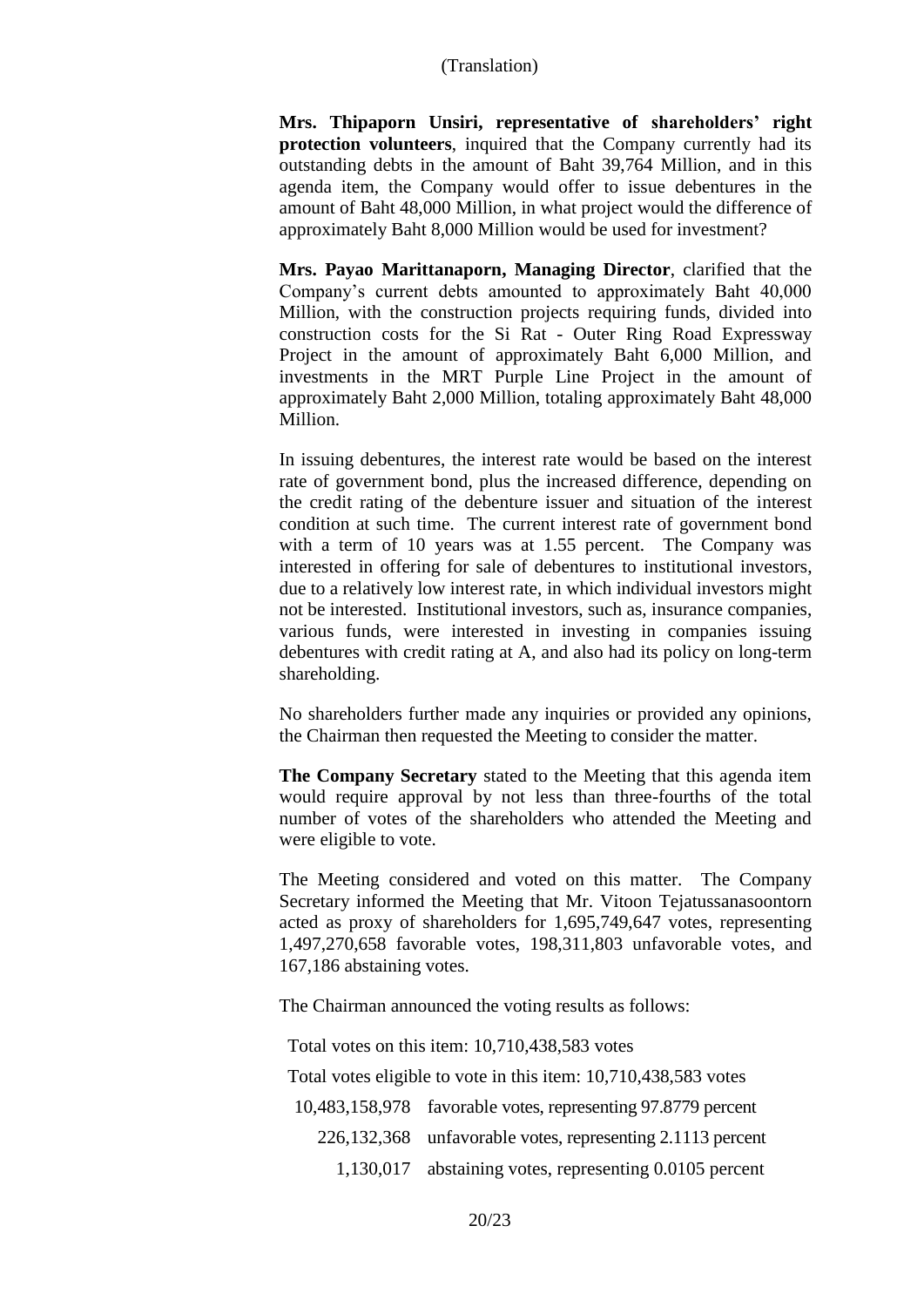(Translation)

**Mrs. Thipaporn Unsiri, representative of shareholders' right protection volunteers**, inquired that the Company currently had its outstanding debts in the amount of Baht 39,764 Million, and in this agenda item, the Company would offer to issue debentures in the amount of Baht 48,000 Million, in what project would the difference of approximately Baht 8,000 Million would be used for investment?

**Mrs. Payao Marittanaporn, Managing Director**, clarified that the Company's current debts amounted to approximately Baht 40,000 Million, with the construction projects requiring funds, divided into construction costs for the Si Rat - Outer Ring Road Expressway Project in the amount of approximately Baht 6,000 Million, and investments in the MRT Purple Line Project in the amount of approximately Baht 2,000 Million, totaling approximately Baht 48,000 Million.

In issuing debentures, the interest rate would be based on the interest rate of government bond, plus the increased difference, depending on the credit rating of the debenture issuer and situation of the interest condition at such time. The current interest rate of government bond with a term of 10 years was at 1.55 percent. The Company was interested in offering for sale of debentures to institutional investors, due to a relatively low interest rate, in which individual investors might not be interested. Institutional investors, such as, insurance companies, various funds, were interested in investing in companies issuing debentures with credit rating at A, and also had its policy on long-term shareholding.

No shareholders further made any inquiries or provided any opinions, the Chairman then requested the Meeting to consider the matter.

**The Company Secretary** stated to the Meeting that this agenda item would require approval by not less than three-fourths of the total number of votes of the shareholders who attended the Meeting and were eligible to vote.

The Meeting considered and voted on this matter. The Company Secretary informed the Meeting that Mr. Vitoon Tejatussanasoontorn acted as proxy of shareholders for 1,695,749,647 votes, representing 1,497,270,658 favorable votes, 198,311,803 unfavorable votes, and 167,186 abstaining votes.

The Chairman announced the voting results as follows:

Total votes on this item: 10,710,438,583 votes

Total votes eligible to vote in this item: 10,710,438,583 votes

| | |
|---|---|
| 10,483,158,978 | favorable votes, representing 97.8779 percent |
| 226,132,368 | unfavorable votes, representing 2.1113 percent |
| 1,130,017 | abstaining votes, representing 0.0105 percent |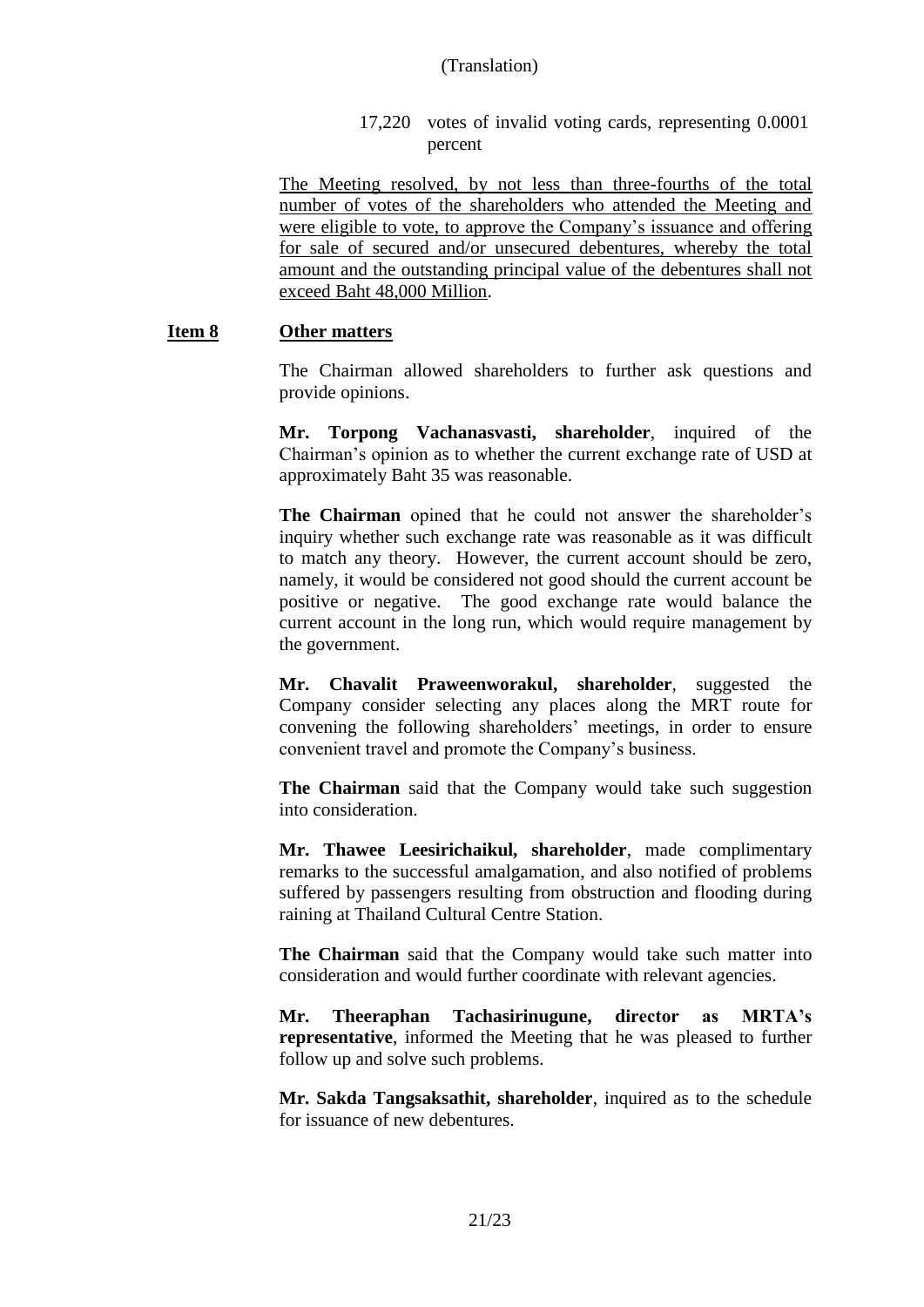17,220 votes of invalid voting cards, representing 0.0001 percent

The Meeting resolved, by not less than three-fourths of the total number of votes of the shareholders who attended the Meeting and were eligible to vote, to approve the Company's issuance and offering for sale of secured and/or unsecured debentures, whereby the total amount and the outstanding principal value of the debentures shall not exceed Baht 48,000 Million.

**Item 8 Other matters**

The Chairman allowed shareholders to further ask questions and provide opinions.

**Mr. Torpong Vachanasvasti, shareholder**, inquired of the Chairman's opinion as to whether the current exchange rate of USD at approximately Baht 35 was reasonable.

**The Chairman** opined that he could not answer the shareholder's inquiry whether such exchange rate was reasonable as it was difficult to match any theory. However, the current account should be zero, namely, it would be considered not good should the current account be positive or negative. The good exchange rate would balance the current account in the long run, which would require management by the government.

**Mr. Chavalit Praweenworakul, shareholder**, suggested the Company consider selecting any places along the MRT route for convening the following shareholders' meetings, in order to ensure convenient travel and promote the Company's business.

**The Chairman** said that the Company would take such suggestion into consideration.

**Mr. Thawee Leesirichaikul, shareholder**, made complimentary remarks to the successful amalgamation, and also notified of problems suffered by passengers resulting from obstruction and flooding during raining at Thailand Cultural Centre Station.

**The Chairman** said that the Company would take such matter into consideration and would further coordinate with relevant agencies.

**Mr. Theeraphan Tachasirinugune, director as MRTA's representative**, informed the Meeting that he was pleased to further follow up and solve such problems.

**Mr. Sakda Tangsaksathit, shareholder**, inquired as to the schedule for issuance of new debentures.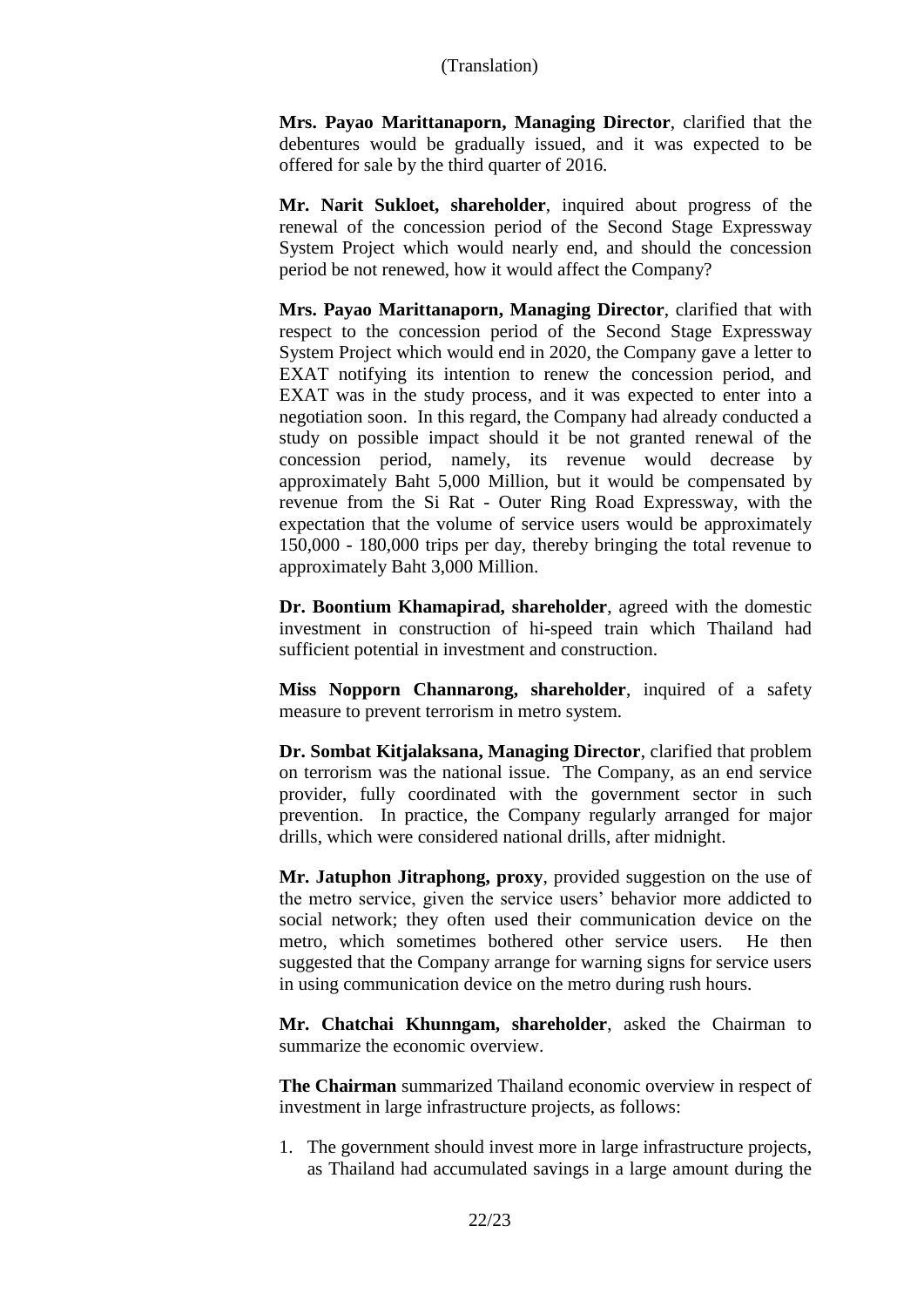**Mrs. Payao Marittanaporn, Managing Director**, clarified that the debentures would be gradually issued, and it was expected to be offered for sale by the third quarter of 2016.

**Mr. Narit Sukloet, shareholder**, inquired about progress of the renewal of the concession period of the Second Stage Expressway System Project which would nearly end, and should the concession period be not renewed, how it would affect the Company?

**Mrs. Payao Marittanaporn, Managing Director**, clarified that with respect to the concession period of the Second Stage Expressway System Project which would end in 2020, the Company gave a letter to EXAT notifying its intention to renew the concession period, and EXAT was in the study process, and it was expected to enter into a negotiation soon. In this regard, the Company had already conducted a study on possible impact should it be not granted renewal of the concession period, namely, its revenue would decrease by approximately Baht 5,000 Million, but it would be compensated by revenue from the Si Rat - Outer Ring Road Expressway, with the expectation that the volume of service users would be approximately 150,000 - 180,000 trips per day, thereby bringing the total revenue to approximately Baht 3,000 Million.

**Dr. Boontium Khamapirad, shareholder**, agreed with the domestic investment in construction of hi-speed train which Thailand had sufficient potential in investment and construction.

**Miss Nopporn Channarong, shareholder**, inquired of a safety measure to prevent terrorism in metro system.

**Dr. Sombat Kitjalaksana, Managing Director**, clarified that problem on terrorism was the national issue. The Company, as an end service provider, fully coordinated with the government sector in such prevention. In practice, the Company regularly arranged for major drills, which were considered national drills, after midnight.

**Mr. Jatuphon Jitraphong, proxy**, provided suggestion on the use of the metro service, given the service users' behavior more addicted to social network; they often used their communication device on the metro, which sometimes bothered other service users. He then suggested that the Company arrange for warning signs for service users in using communication device on the metro during rush hours.

**Mr. Chatchai Khunngam, shareholder**, asked the Chairman to summarize the economic overview.

**The Chairman** summarized Thailand economic overview in respect of investment in large infrastructure projects, as follows:

1. The government should invest more in large infrastructure projects, as Thailand had accumulated savings in a large amount during the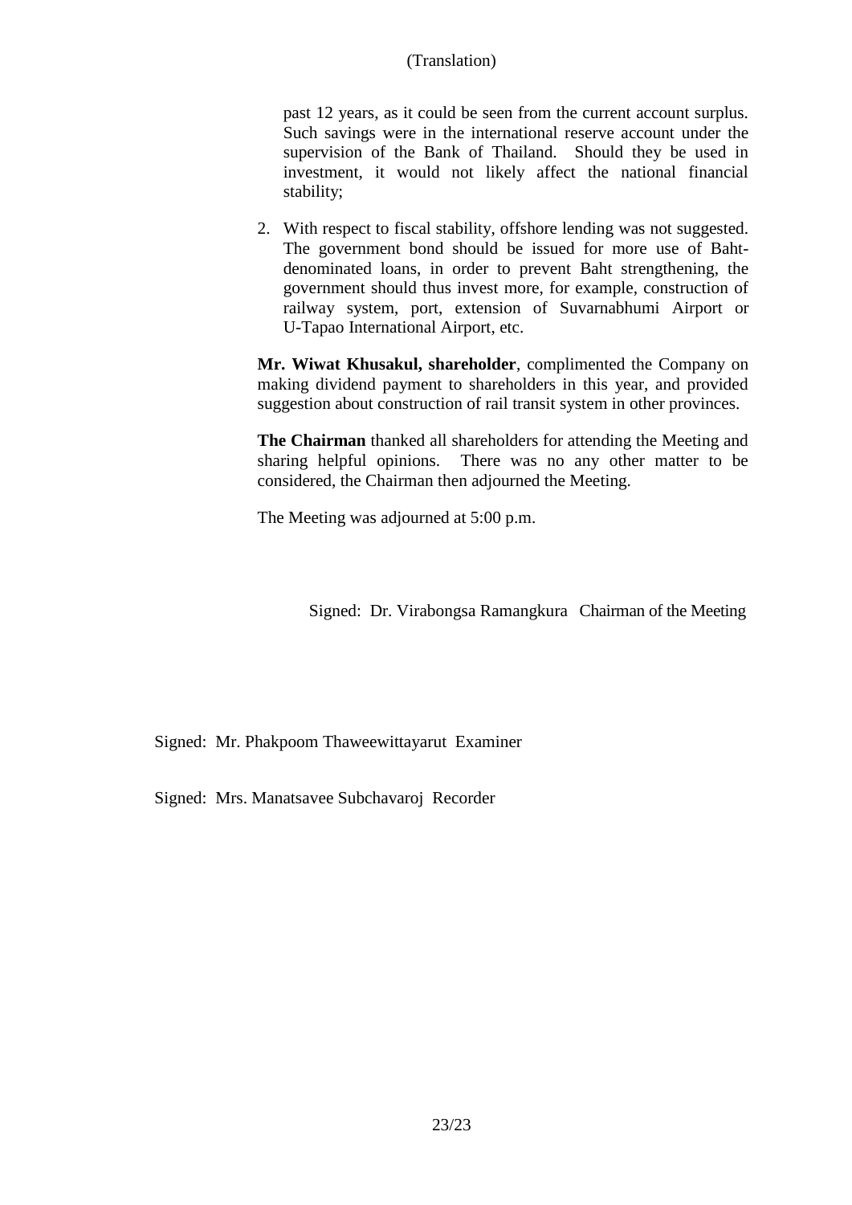past 12 years, as it could be seen from the current account surplus. Such savings were in the international reserve account under the supervision of the Bank of Thailand. Should they be used in investment, it would not likely affect the national financial stability;

2. With respect to fiscal stability, offshore lending was not suggested. The government bond should be issued for more use of Baht-denominated loans, in order to prevent Baht strengthening, the government should thus invest more, for example, construction of railway system, port, extension of Suvarnabhumi Airport or U-Tapao International Airport, etc.

**Mr. Wiwat Khusakul, shareholder**, complimented the Company on making dividend payment to shareholders in this year, and provided suggestion about construction of rail transit system in other provinces.

**The Chairman** thanked all shareholders for attending the Meeting and sharing helpful opinions. There was no any other matter to be considered, the Chairman then adjourned the Meeting.

The Meeting was adjourned at 5:00 p.m.

Signed: Dr. Virabongsa Ramangkura Chairman of the Meeting

Signed: Mr. Phakpoom Thaweewittayarut Examiner

Signed: Mrs. Manatsavee Subchavaroj Recorder